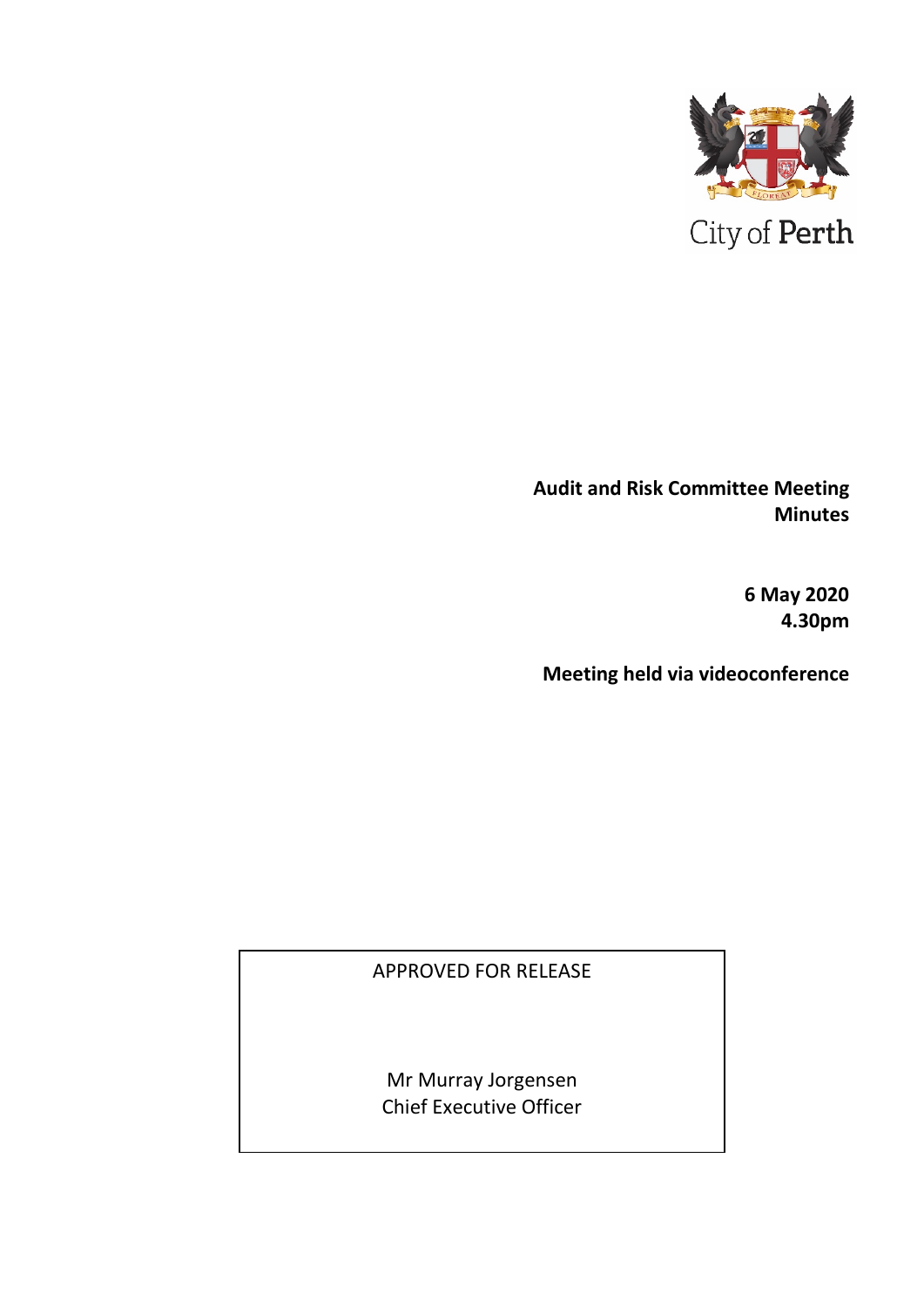City of Perth

**Audit and Risk Committee Meeting Minutes**

**6 May 2020**
**4.30pm**

**Meeting held via videoconference**

APPROVED FOR RELEASE

Mr Murray Jorgensen
Chief Executive Officer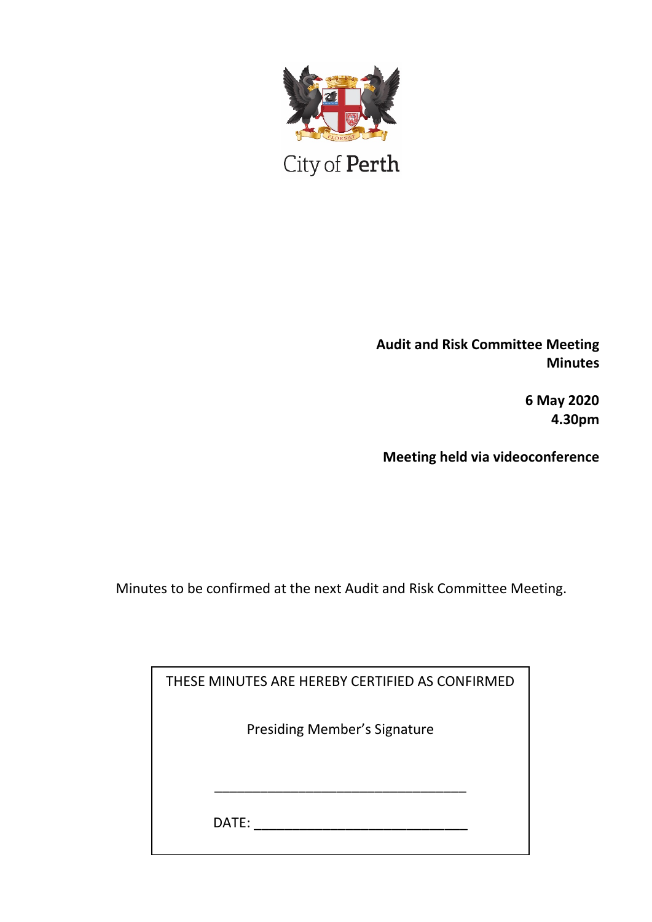City of Perth

**Audit and Risk Committee Meeting Minutes**

**6 May 2020**
**4.30pm**

**Meeting held via videoconference**

Minutes to be confirmed at the next Audit and Risk Committee Meeting.

THESE MINUTES ARE HEREBY CERTIFIED AS CONFIRMED

Presiding Member's Signature

___________________________________

DATE: _____________________________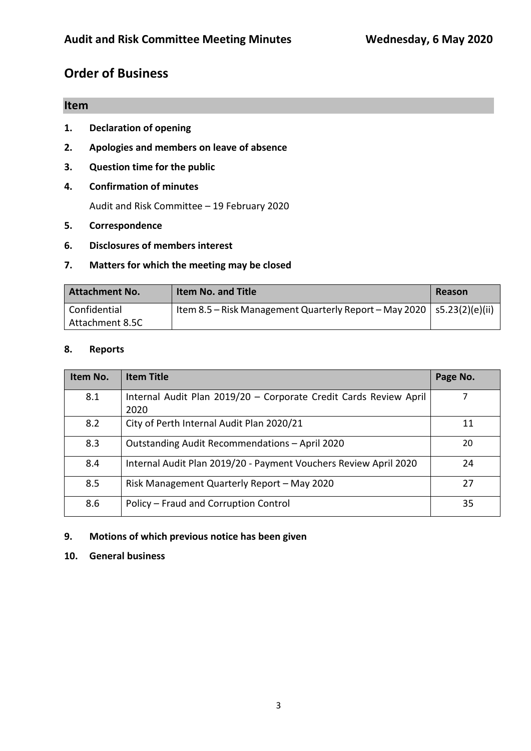# Order of Business

## Item

1. **Declaration of opening**
2. **Apologies and members on leave of absence**
3. **Question time for the public**
4. **Confirmation of minutes**

   Audit and Risk Committee – 19 February 2020
5. **Correspondence**
6. **Disclosures of members interest**
7. **Matters for which the meeting may be closed**

| Attachment No. | Item No. and Title | Reason |
|---|---|---|
| Confidential Attachment 8.5C | Item 8.5 – Risk Management Quarterly Report – May 2020 | s5.23(2)(e)(ii) |

8. **Reports**

| Item No. | Item Title | Page No. |
|---|---|---|
| 8.1 | Internal Audit Plan 2019/20 – Corporate Credit Cards Review April 2020 | 7 |
| 8.2 | City of Perth Internal Audit Plan 2020/21 | 11 |
| 8.3 | Outstanding Audit Recommendations – April 2020 | 20 |
| 8.4 | Internal Audit Plan 2019/20 - Payment Vouchers Review April 2020 | 24 |
| 8.5 | Risk Management Quarterly Report – May 2020 | 27 |
| 8.6 | Policy – Fraud and Corruption Control | 35 |

9. **Motions of which previous notice has been given**
10. **General business**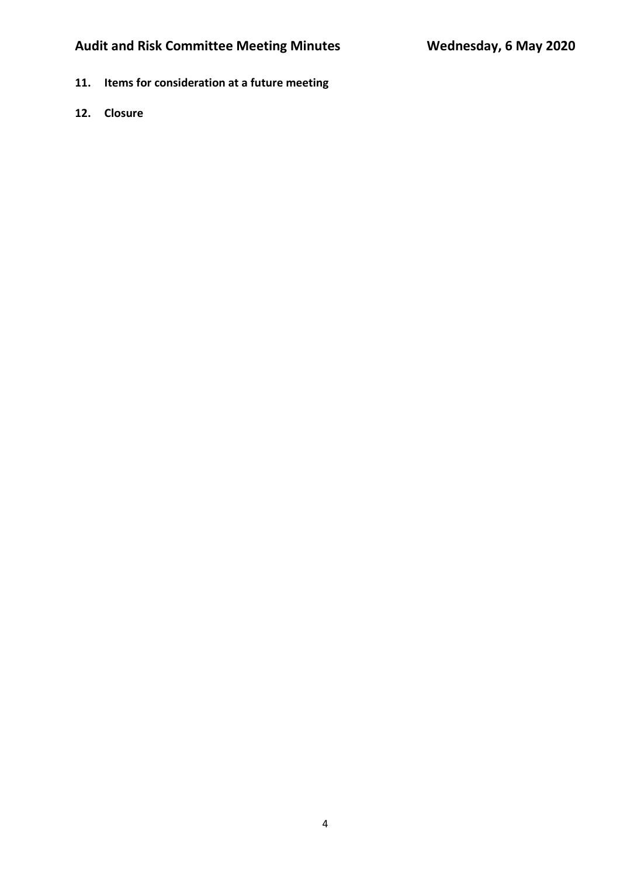**11. Items for consideration at a future meeting**

**12. Closure**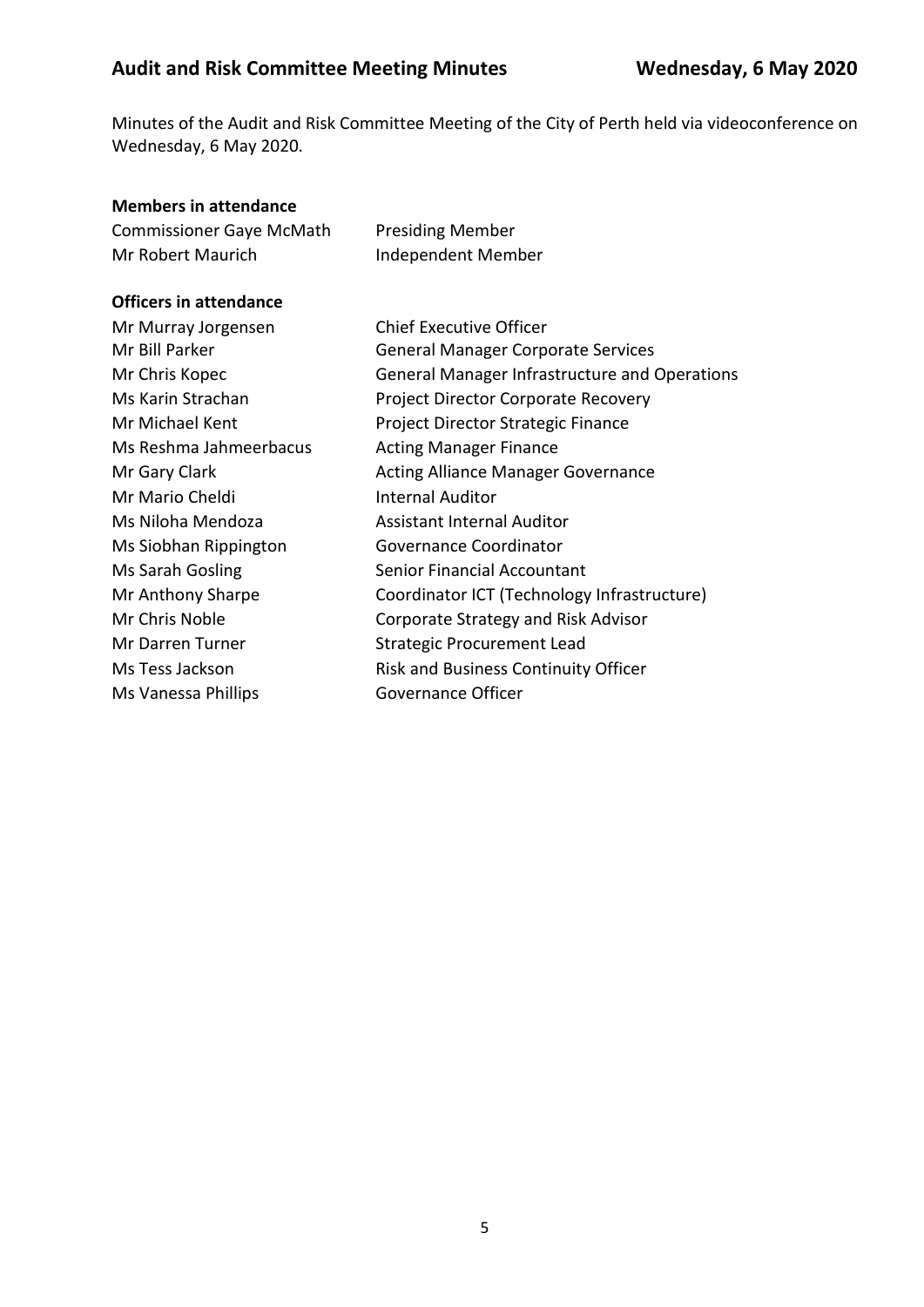Minutes of the Audit and Risk Committee Meeting of the City of Perth held via videoconference on Wednesday, 6 May 2020.

**Members in attendance**

| | |
|---|---|
| Commissioner Gaye McMath | Presiding Member |
| Mr Robert Maurich | Independent Member |

**Officers in attendance**

| | |
|---|---|
| Mr Murray Jorgensen | Chief Executive Officer |
| Mr Bill Parker | General Manager Corporate Services |
| Mr Chris Kopec | General Manager Infrastructure and Operations |
| Ms Karin Strachan | Project Director Corporate Recovery |
| Mr Michael Kent | Project Director Strategic Finance |
| Ms Reshma Jahmeerbacus | Acting Manager Finance |
| Mr Gary Clark | Acting Alliance Manager Governance |
| Mr Mario Cheldi | Internal Auditor |
| Ms Niloha Mendoza | Assistant Internal Auditor |
| Ms Siobhan Rippington | Governance Coordinator |
| Ms Sarah Gosling | Senior Financial Accountant |
| Mr Anthony Sharpe | Coordinator ICT (Technology Infrastructure) |
| Mr Chris Noble | Corporate Strategy and Risk Advisor |
| Mr Darren Turner | Strategic Procurement Lead |
| Ms Tess Jackson | Risk and Business Continuity Officer |
| Ms Vanessa Phillips | Governance Officer |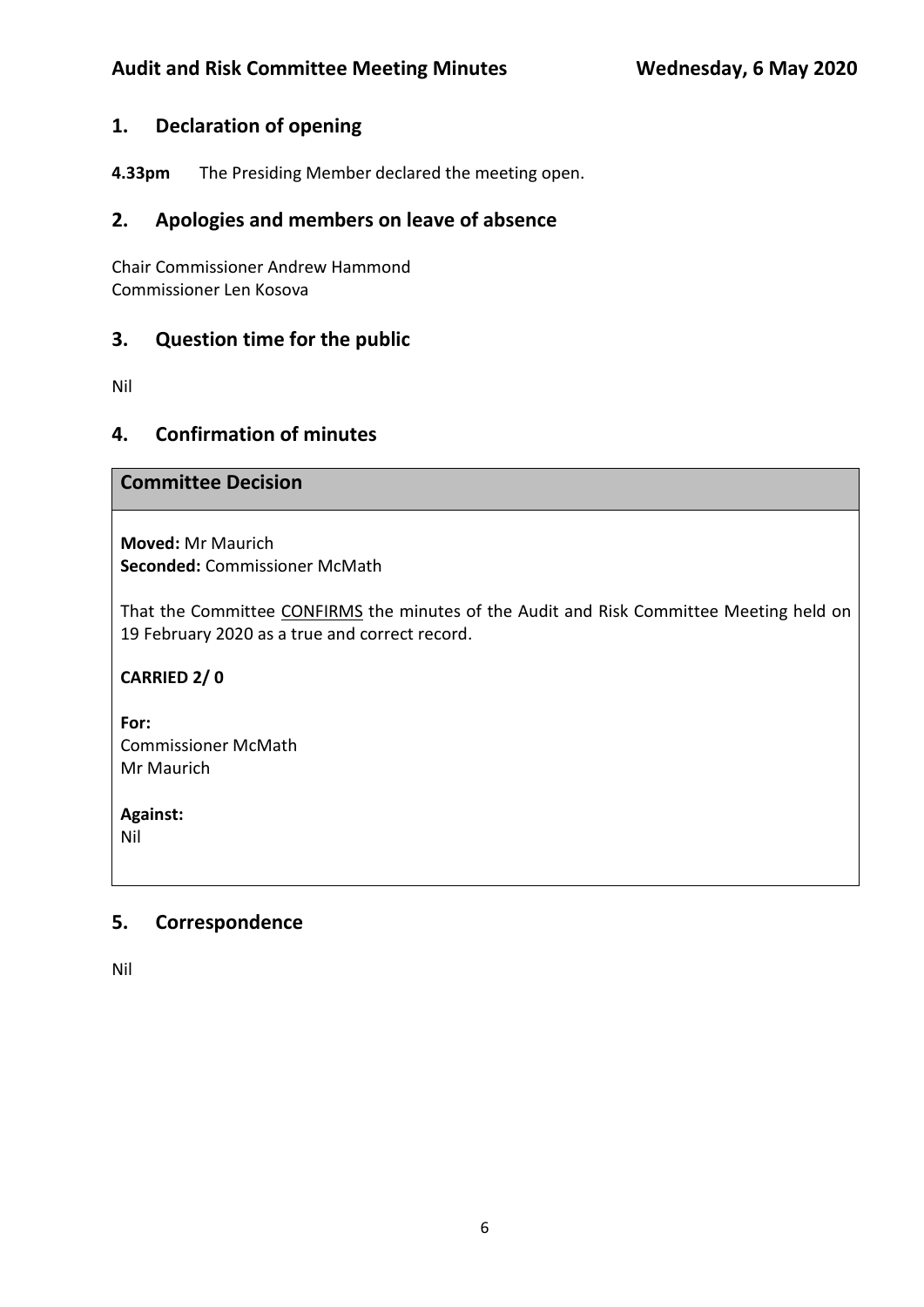## 1. Declaration of opening

**4.33pm** The Presiding Member declared the meeting open.

## 2. Apologies and members on leave of absence

Chair Commissioner Andrew Hammond
Commissioner Len Kosova

## 3. Question time for the public

Nil

## 4. Confirmation of minutes

### Committee Decision

**Moved:** Mr Maurich
**Seconded:** Commissioner McMath

That the Committee CONFIRMS the minutes of the Audit and Risk Committee Meeting held on 19 February 2020 as a true and correct record.

**CARRIED 2/ 0**

**For:**
Commissioner McMath
Mr Maurich

**Against:**
Nil

## 5. Correspondence

Nil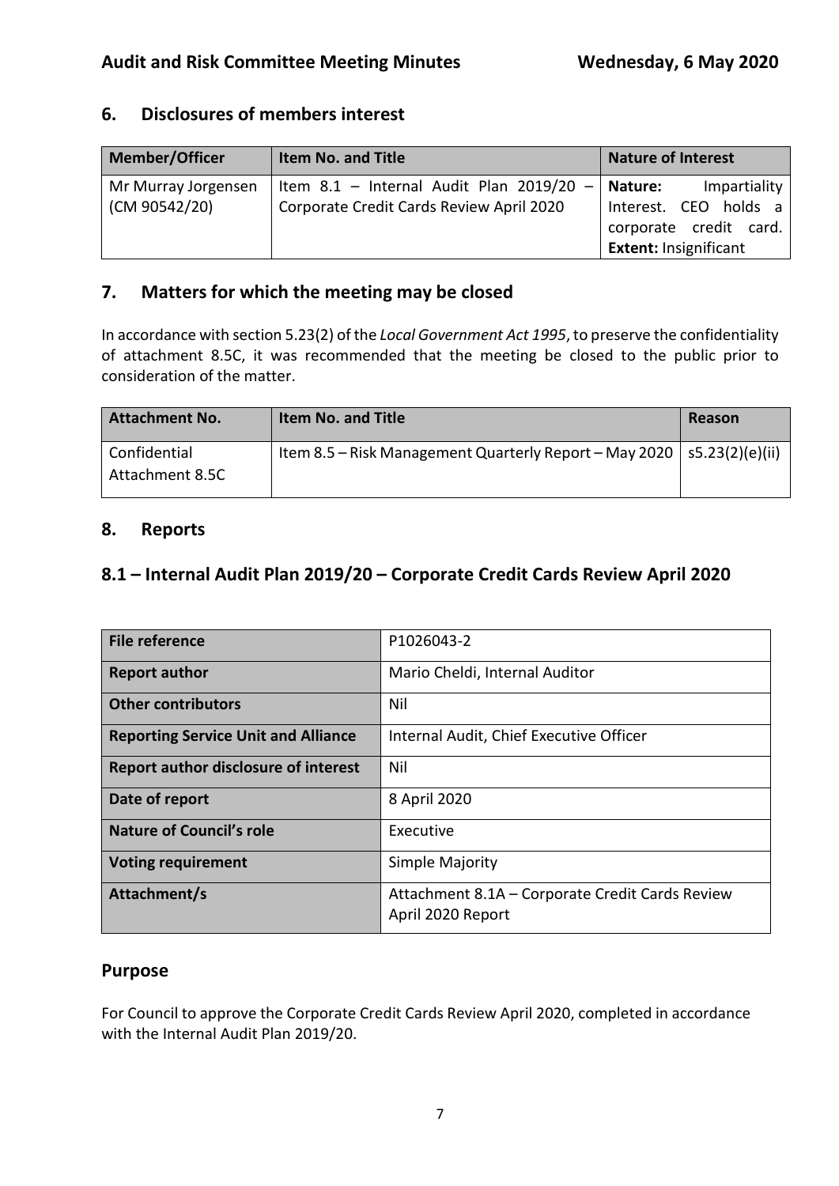## 6. Disclosures of members interest

| Member/Officer | Item No. and Title | Nature of Interest |
|---|---|---|
| Mr Murray Jorgensen (CM 90542/20) | Item 8.1 – Internal Audit Plan 2019/20 – Corporate Credit Cards Review April 2020 | **Nature:** Impartiality Interest. CEO holds a corporate credit card. **Extent:** Insignificant |

## 7. Matters for which the meeting may be closed

In accordance with section 5.23(2) of the *Local Government Act 1995*, to preserve the confidentiality of attachment 8.5C, it was recommended that the meeting be closed to the public prior to consideration of the matter.

| Attachment No. | Item No. and Title | Reason |
|---|---|---|
| Confidential Attachment 8.5C | Item 8.5 – Risk Management Quarterly Report – May 2020 | s5.23(2)(e)(ii) |

## 8. Reports

## 8.1 – Internal Audit Plan 2019/20 – Corporate Credit Cards Review April 2020

| | |
|---|---|
| **File reference** | P1026043-2 |
| **Report author** | Mario Cheldi, Internal Auditor |
| **Other contributors** | Nil |
| **Reporting Service Unit and Alliance** | Internal Audit, Chief Executive Officer |
| **Report author disclosure of interest** | Nil |
| **Date of report** | 8 April 2020 |
| **Nature of Council's role** | Executive |
| **Voting requirement** | Simple Majority |
| **Attachment/s** | Attachment 8.1A – Corporate Credit Cards Review April 2020 Report |

### Purpose

For Council to approve the Corporate Credit Cards Review April 2020, completed in accordance with the Internal Audit Plan 2019/20.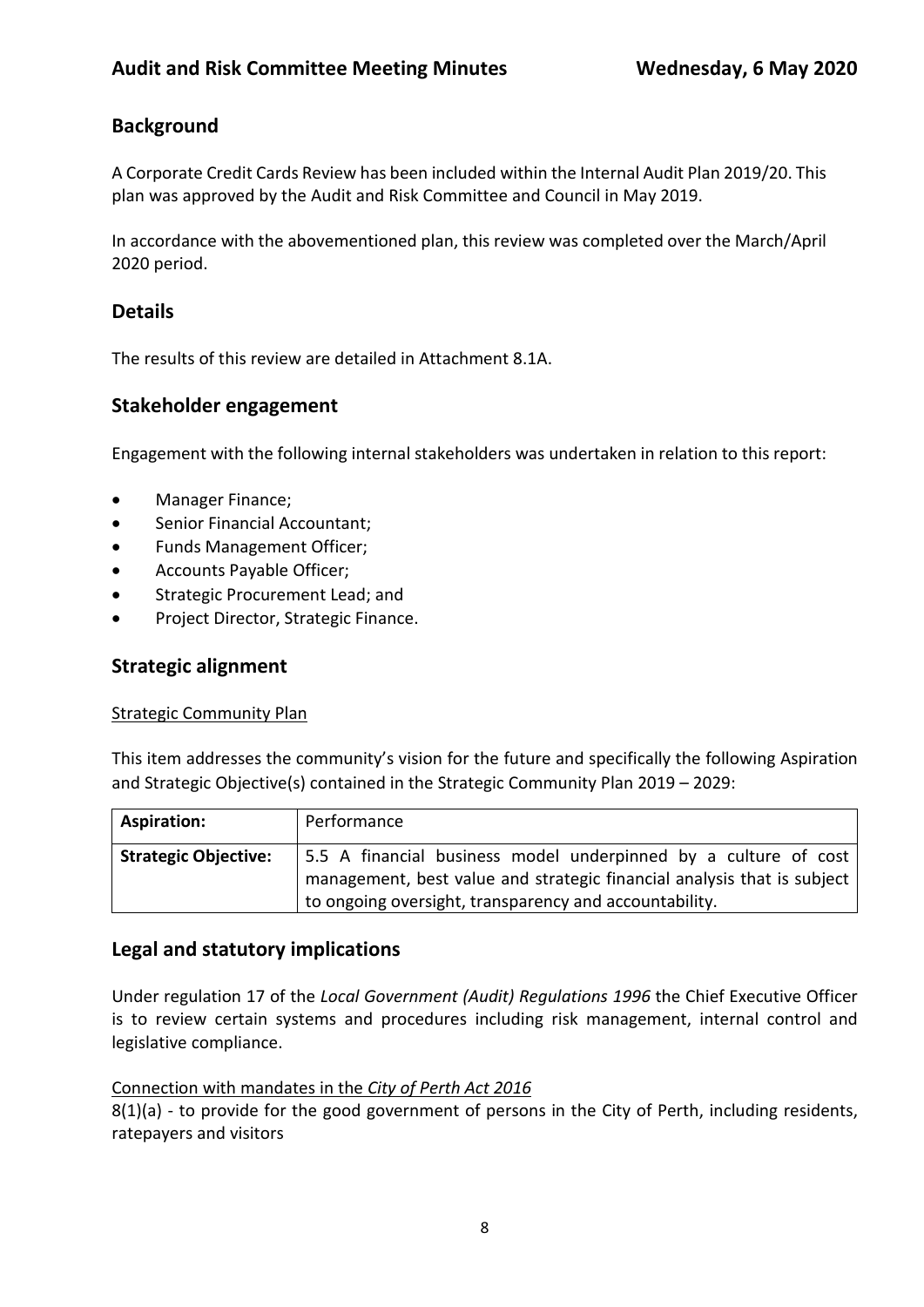## Background

A Corporate Credit Cards Review has been included within the Internal Audit Plan 2019/20. This plan was approved by the Audit and Risk Committee and Council in May 2019.

In accordance with the abovementioned plan, this review was completed over the March/April 2020 period.

## Details

The results of this review are detailed in Attachment 8.1A.

## Stakeholder engagement

Engagement with the following internal stakeholders was undertaken in relation to this report:

- Manager Finance;
- Senior Financial Accountant;
- Funds Management Officer;
- Accounts Payable Officer;
- Strategic Procurement Lead; and
- Project Director, Strategic Finance.

## Strategic alignment

Strategic Community Plan

This item addresses the community's vision for the future and specifically the following Aspiration and Strategic Objective(s) contained in the Strategic Community Plan 2019 – 2029:

| **Aspiration:** | Performance |
|---|---|
| **Strategic Objective:** | 5.5 A financial business model underpinned by a culture of cost management, best value and strategic financial analysis that is subject to ongoing oversight, transparency and accountability. |

## Legal and statutory implications

Under regulation 17 of the *Local Government (Audit) Regulations 1996* the Chief Executive Officer is to review certain systems and procedures including risk management, internal control and legislative compliance.

Connection with mandates in the *City of Perth Act 2016*

8(1)(a) - to provide for the good government of persons in the City of Perth, including residents, ratepayers and visitors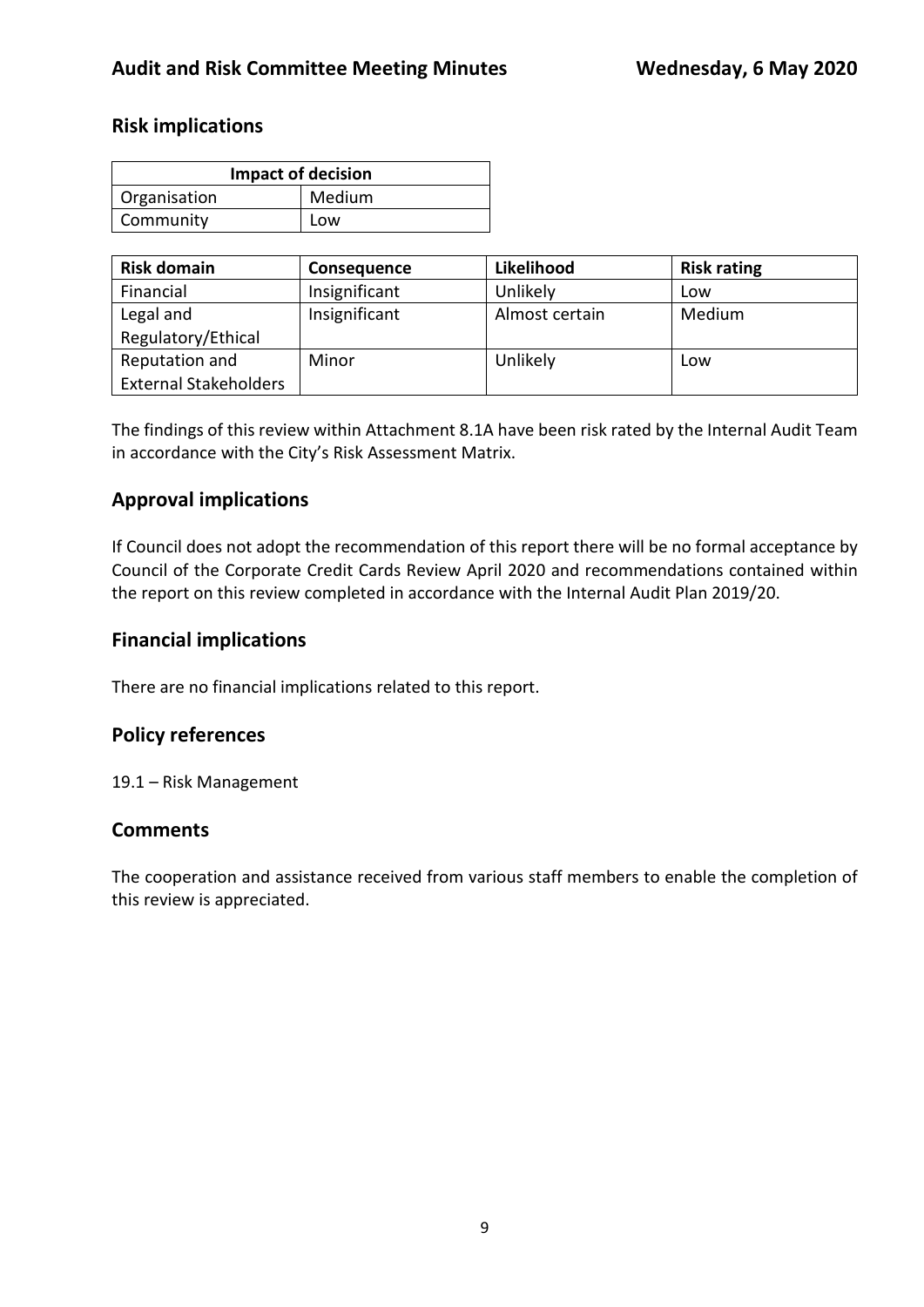## Risk implications

| Impact of decision | |
|---|---|
| Organisation | Medium |
| Community | Low |

| Risk domain | Consequence | Likelihood | Risk rating |
|---|---|---|---|
| Financial | Insignificant | Unlikely | Low |
| Legal and Regulatory/Ethical | Insignificant | Almost certain | Medium |
| Reputation and External Stakeholders | Minor | Unlikely | Low |

The findings of this review within Attachment 8.1A have been risk rated by the Internal Audit Team in accordance with the City's Risk Assessment Matrix.

## Approval implications

If Council does not adopt the recommendation of this report there will be no formal acceptance by Council of the Corporate Credit Cards Review April 2020 and recommendations contained within the report on this review completed in accordance with the Internal Audit Plan 2019/20.

## Financial implications

There are no financial implications related to this report.

## Policy references

19.1 – Risk Management

## Comments

The cooperation and assistance received from various staff members to enable the completion of this review is appreciated.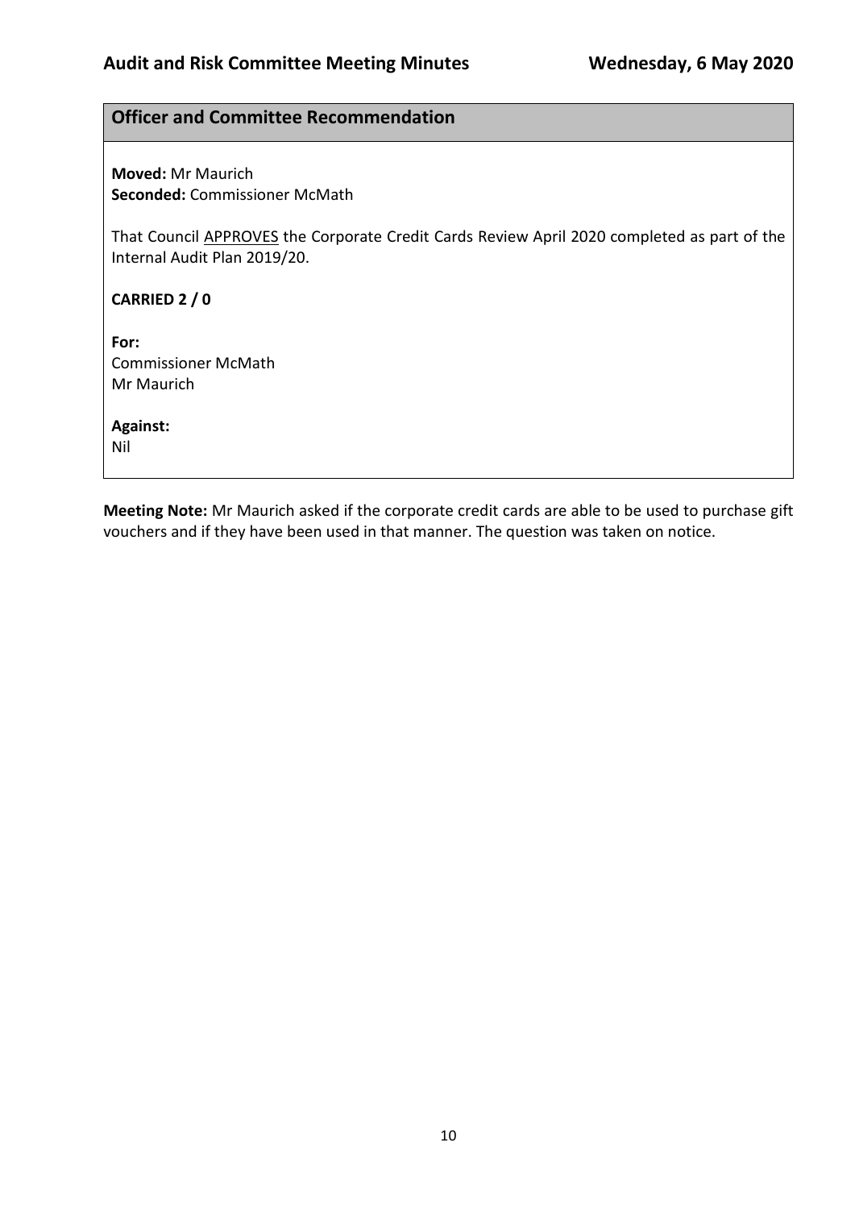## Officer and Committee Recommendation

**Moved:** Mr Maurich
**Seconded:** Commissioner McMath

That Council APPROVES the Corporate Credit Cards Review April 2020 completed as part of the Internal Audit Plan 2019/20.

**CARRIED 2 / 0**

**For:**
Commissioner McMath
Mr Maurich

**Against:**
Nil

**Meeting Note:** Mr Maurich asked if the corporate credit cards are able to be used to purchase gift vouchers and if they have been used in that manner. The question was taken on notice.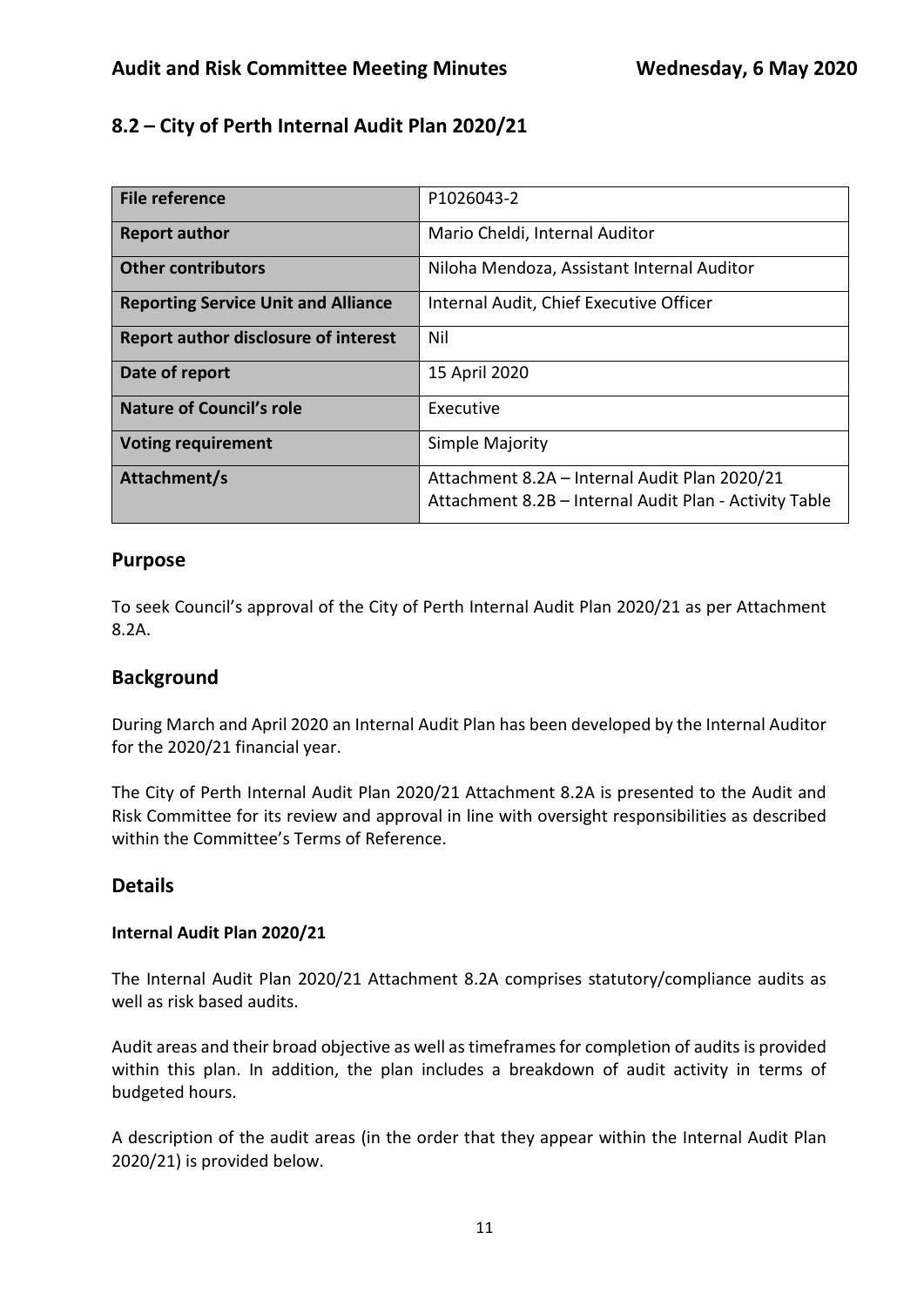## 8.2 – City of Perth Internal Audit Plan 2020/21

| File reference | P1026043-2 |
|---|---|
| **Report author** | Mario Cheldi, Internal Auditor |
| **Other contributors** | Niloha Mendoza, Assistant Internal Auditor |
| **Reporting Service Unit and Alliance** | Internal Audit, Chief Executive Officer |
| **Report author disclosure of interest** | Nil |
| **Date of report** | 15 April 2020 |
| **Nature of Council's role** | Executive |
| **Voting requirement** | Simple Majority |
| **Attachment/s** | Attachment 8.2A – Internal Audit Plan 2020/21<br>Attachment 8.2B – Internal Audit Plan - Activity Table |

## Purpose

To seek Council's approval of the City of Perth Internal Audit Plan 2020/21 as per Attachment 8.2A.

## Background

During March and April 2020 an Internal Audit Plan has been developed by the Internal Auditor for the 2020/21 financial year.

The City of Perth Internal Audit Plan 2020/21 Attachment 8.2A is presented to the Audit and Risk Committee for its review and approval in line with oversight responsibilities as described within the Committee's Terms of Reference.

## Details

**Internal Audit Plan 2020/21**

The Internal Audit Plan 2020/21 Attachment 8.2A comprises statutory/compliance audits as well as risk based audits.

Audit areas and their broad objective as well as timeframes for completion of audits is provided within this plan. In addition, the plan includes a breakdown of audit activity in terms of budgeted hours.

A description of the audit areas (in the order that they appear within the Internal Audit Plan 2020/21) is provided below.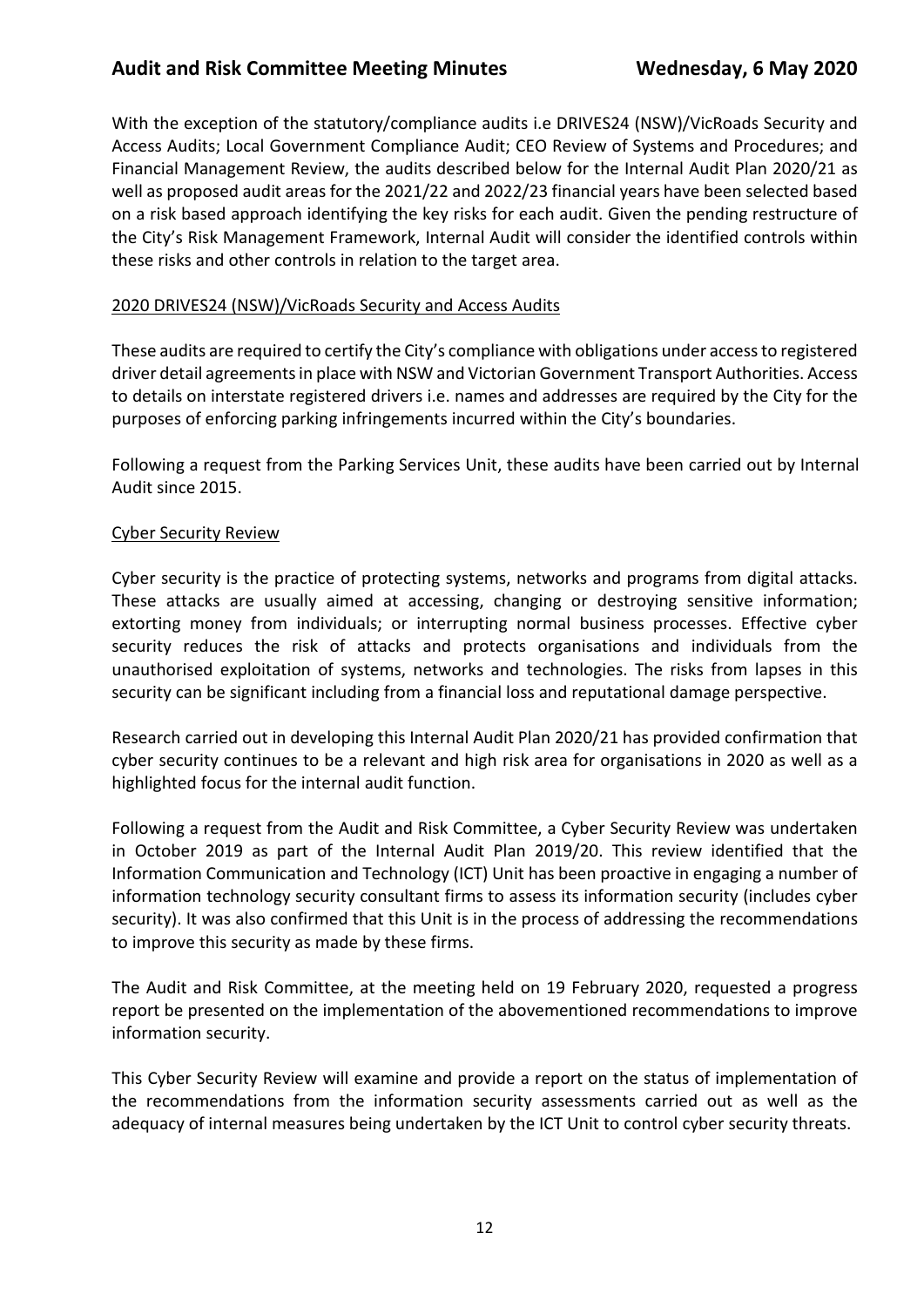With the exception of the statutory/compliance audits i.e DRIVES24 (NSW)/VicRoads Security and Access Audits; Local Government Compliance Audit; CEO Review of Systems and Procedures; and Financial Management Review, the audits described below for the Internal Audit Plan 2020/21 as well as proposed audit areas for the 2021/22 and 2022/23 financial years have been selected based on a risk based approach identifying the key risks for each audit. Given the pending restructure of the City's Risk Management Framework, Internal Audit will consider the identified controls within these risks and other controls in relation to the target area.

<u>2020 DRIVES24 (NSW)/VicRoads Security and Access Audits</u>

These audits are required to certify the City's compliance with obligations under access to registered driver detail agreements in place with NSW and Victorian Government Transport Authorities. Access to details on interstate registered drivers i.e. names and addresses are required by the City for the purposes of enforcing parking infringements incurred within the City's boundaries.

Following a request from the Parking Services Unit, these audits have been carried out by Internal Audit since 2015.

<u>Cyber Security Review</u>

Cyber security is the practice of protecting systems, networks and programs from digital attacks. These attacks are usually aimed at accessing, changing or destroying sensitive information; extorting money from individuals; or interrupting normal business processes. Effective cyber security reduces the risk of attacks and protects organisations and individuals from the unauthorised exploitation of systems, networks and technologies. The risks from lapses in this security can be significant including from a financial loss and reputational damage perspective.

Research carried out in developing this Internal Audit Plan 2020/21 has provided confirmation that cyber security continues to be a relevant and high risk area for organisations in 2020 as well as a highlighted focus for the internal audit function.

Following a request from the Audit and Risk Committee, a Cyber Security Review was undertaken in October 2019 as part of the Internal Audit Plan 2019/20. This review identified that the Information Communication and Technology (ICT) Unit has been proactive in engaging a number of information technology security consultant firms to assess its information security (includes cyber security). It was also confirmed that this Unit is in the process of addressing the recommendations to improve this security as made by these firms.

The Audit and Risk Committee, at the meeting held on 19 February 2020, requested a progress report be presented on the implementation of the abovementioned recommendations to improve information security.

This Cyber Security Review will examine and provide a report on the status of implementation of the recommendations from the information security assessments carried out as well as the adequacy of internal measures being undertaken by the ICT Unit to control cyber security threats.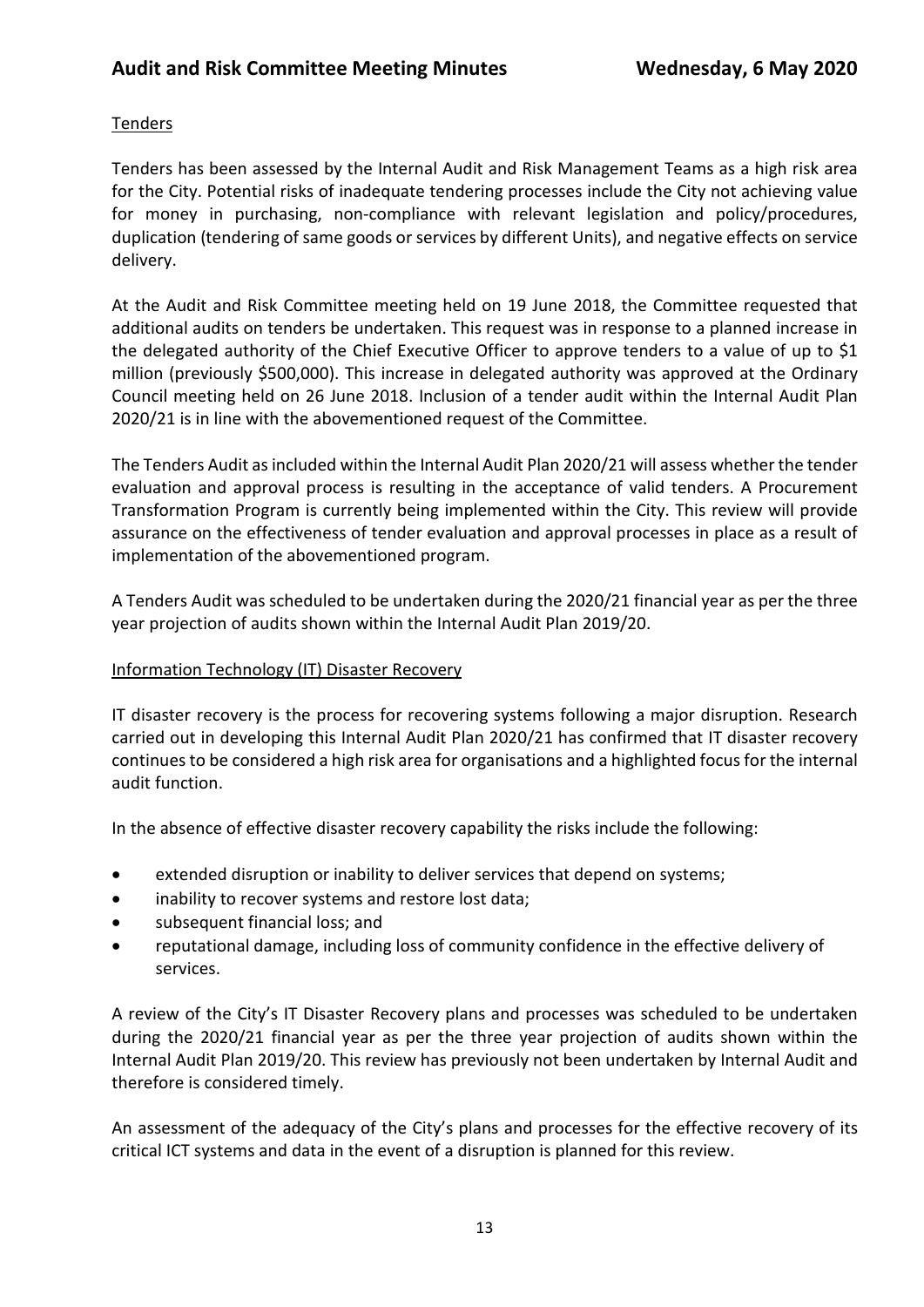Tenders

Tenders has been assessed by the Internal Audit and Risk Management Teams as a high risk area for the City. Potential risks of inadequate tendering processes include the City not achieving value for money in purchasing, non-compliance with relevant legislation and policy/procedures, duplication (tendering of same goods or services by different Units), and negative effects on service delivery.

At the Audit and Risk Committee meeting held on 19 June 2018, the Committee requested that additional audits on tenders be undertaken. This request was in response to a planned increase in the delegated authority of the Chief Executive Officer to approve tenders to a value of up to $1 million (previously $500,000). This increase in delegated authority was approved at the Ordinary Council meeting held on 26 June 2018. Inclusion of a tender audit within the Internal Audit Plan 2020/21 is in line with the abovementioned request of the Committee.

The Tenders Audit as included within the Internal Audit Plan 2020/21 will assess whether the tender evaluation and approval process is resulting in the acceptance of valid tenders. A Procurement Transformation Program is currently being implemented within the City. This review will provide assurance on the effectiveness of tender evaluation and approval processes in place as a result of implementation of the abovementioned program.

A Tenders Audit was scheduled to be undertaken during the 2020/21 financial year as per the three year projection of audits shown within the Internal Audit Plan 2019/20.

Information Technology (IT) Disaster Recovery

IT disaster recovery is the process for recovering systems following a major disruption. Research carried out in developing this Internal Audit Plan 2020/21 has confirmed that IT disaster recovery continues to be considered a high risk area for organisations and a highlighted focus for the internal audit function.

In the absence of effective disaster recovery capability the risks include the following:

- extended disruption or inability to deliver services that depend on systems;
- inability to recover systems and restore lost data;
- subsequent financial loss; and
- reputational damage, including loss of community confidence in the effective delivery of services.

A review of the City's IT Disaster Recovery plans and processes was scheduled to be undertaken during the 2020/21 financial year as per the three year projection of audits shown within the Internal Audit Plan 2019/20. This review has previously not been undertaken by Internal Audit and therefore is considered timely.

An assessment of the adequacy of the City's plans and processes for the effective recovery of its critical ICT systems and data in the event of a disruption is planned for this review.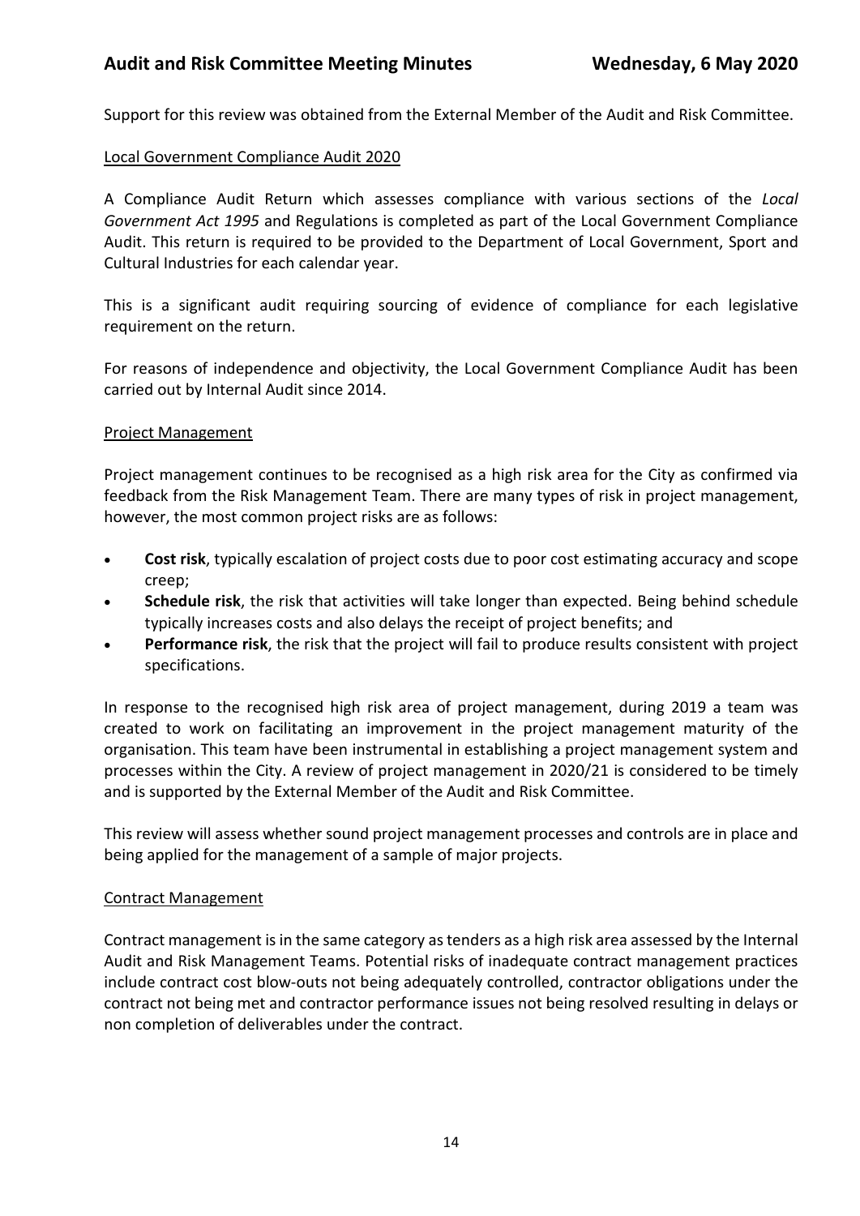Support for this review was obtained from the External Member of the Audit and Risk Committee.

### Local Government Compliance Audit 2020

A Compliance Audit Return which assesses compliance with various sections of the *Local Government Act 1995* and Regulations is completed as part of the Local Government Compliance Audit. This return is required to be provided to the Department of Local Government, Sport and Cultural Industries for each calendar year.

This is a significant audit requiring sourcing of evidence of compliance for each legislative requirement on the return.

For reasons of independence and objectivity, the Local Government Compliance Audit has been carried out by Internal Audit since 2014.

### Project Management

Project management continues to be recognised as a high risk area for the City as confirmed via feedback from the Risk Management Team. There are many types of risk in project management, however, the most common project risks are as follows:

- **Cost risk**, typically escalation of project costs due to poor cost estimating accuracy and scope creep;
- **Schedule risk**, the risk that activities will take longer than expected. Being behind schedule typically increases costs and also delays the receipt of project benefits; and
- **Performance risk**, the risk that the project will fail to produce results consistent with project specifications.

In response to the recognised high risk area of project management, during 2019 a team was created to work on facilitating an improvement in the project management maturity of the organisation. This team have been instrumental in establishing a project management system and processes within the City. A review of project management in 2020/21 is considered to be timely and is supported by the External Member of the Audit and Risk Committee.

This review will assess whether sound project management processes and controls are in place and being applied for the management of a sample of major projects.

### Contract Management

Contract management is in the same category as tenders as a high risk area assessed by the Internal Audit and Risk Management Teams. Potential risks of inadequate contract management practices include contract cost blow-outs not being adequately controlled, contractor obligations under the contract not being met and contractor performance issues not being resolved resulting in delays or non completion of deliverables under the contract.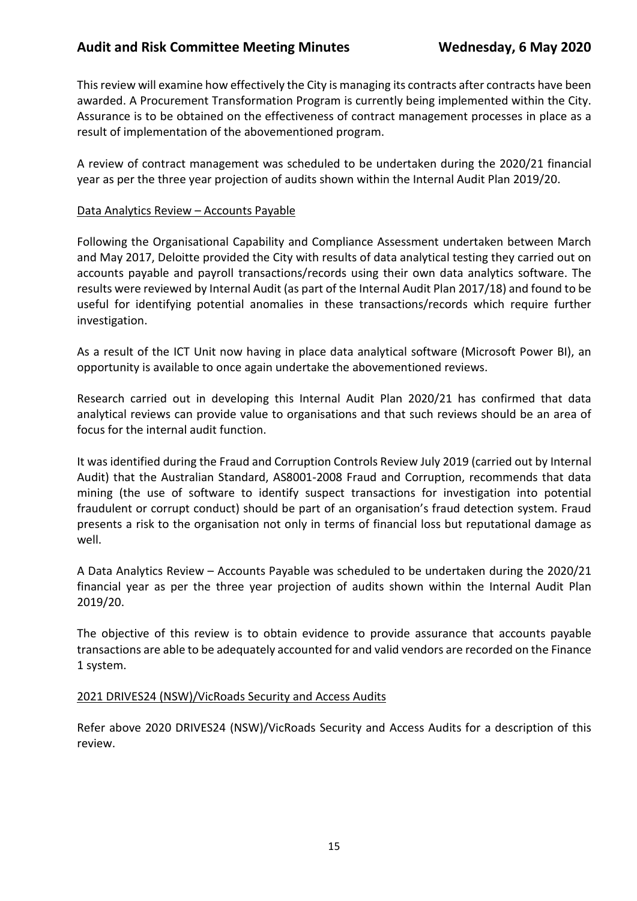This review will examine how effectively the City is managing its contracts after contracts have been awarded. A Procurement Transformation Program is currently being implemented within the City. Assurance is to be obtained on the effectiveness of contract management processes in place as a result of implementation of the abovementioned program.

A review of contract management was scheduled to be undertaken during the 2020/21 financial year as per the three year projection of audits shown within the Internal Audit Plan 2019/20.

Data Analytics Review – Accounts Payable

Following the Organisational Capability and Compliance Assessment undertaken between March and May 2017, Deloitte provided the City with results of data analytical testing they carried out on accounts payable and payroll transactions/records using their own data analytics software. The results were reviewed by Internal Audit (as part of the Internal Audit Plan 2017/18) and found to be useful for identifying potential anomalies in these transactions/records which require further investigation.

As a result of the ICT Unit now having in place data analytical software (Microsoft Power BI), an opportunity is available to once again undertake the abovementioned reviews.

Research carried out in developing this Internal Audit Plan 2020/21 has confirmed that data analytical reviews can provide value to organisations and that such reviews should be an area of focus for the internal audit function.

It was identified during the Fraud and Corruption Controls Review July 2019 (carried out by Internal Audit) that the Australian Standard, AS8001-2008 Fraud and Corruption, recommends that data mining (the use of software to identify suspect transactions for investigation into potential fraudulent or corrupt conduct) should be part of an organisation's fraud detection system. Fraud presents a risk to the organisation not only in terms of financial loss but reputational damage as well.

A Data Analytics Review – Accounts Payable was scheduled to be undertaken during the 2020/21 financial year as per the three year projection of audits shown within the Internal Audit Plan 2019/20.

The objective of this review is to obtain evidence to provide assurance that accounts payable transactions are able to be adequately accounted for and valid vendors are recorded on the Finance 1 system.

2021 DRIVES24 (NSW)/VicRoads Security and Access Audits

Refer above 2020 DRIVES24 (NSW)/VicRoads Security and Access Audits for a description of this review.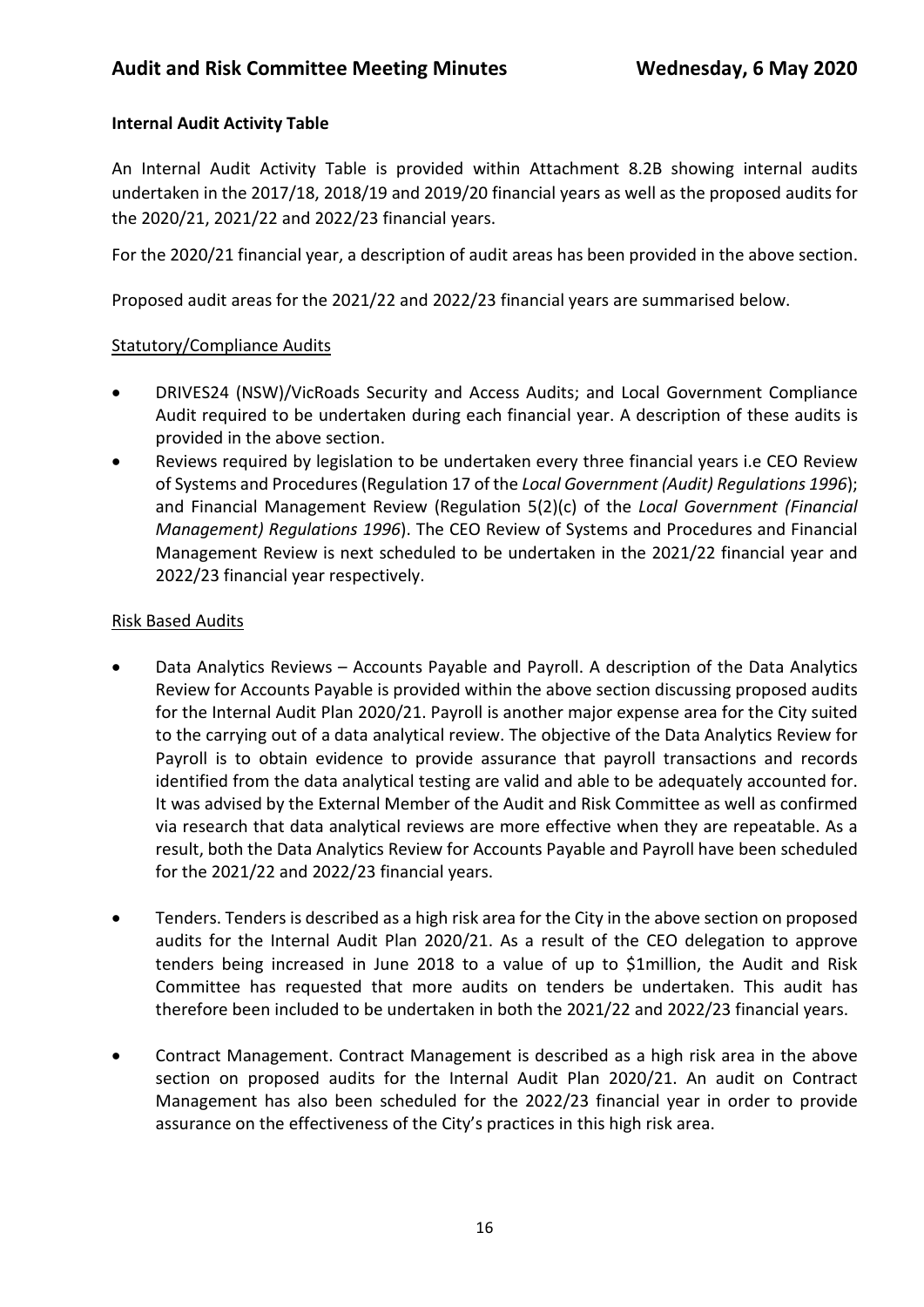**Internal Audit Activity Table**

An Internal Audit Activity Table is provided within Attachment 8.2B showing internal audits undertaken in the 2017/18, 2018/19 and 2019/20 financial years as well as the proposed audits for the 2020/21, 2021/22 and 2022/23 financial years.

For the 2020/21 financial year, a description of audit areas has been provided in the above section.

Proposed audit areas for the 2021/22 and 2022/23 financial years are summarised below.

Statutory/Compliance Audits

- DRIVES24 (NSW)/VicRoads Security and Access Audits; and Local Government Compliance Audit required to be undertaken during each financial year. A description of these audits is provided in the above section.
- Reviews required by legislation to be undertaken every three financial years i.e CEO Review of Systems and Procedures (Regulation 17 of the *Local Government (Audit) Regulations 1996*); and Financial Management Review (Regulation 5(2)(c) of the *Local Government (Financial Management) Regulations 1996*). The CEO Review of Systems and Procedures and Financial Management Review is next scheduled to be undertaken in the 2021/22 financial year and 2022/23 financial year respectively.

Risk Based Audits

- Data Analytics Reviews – Accounts Payable and Payroll. A description of the Data Analytics Review for Accounts Payable is provided within the above section discussing proposed audits for the Internal Audit Plan 2020/21. Payroll is another major expense area for the City suited to the carrying out of a data analytical review. The objective of the Data Analytics Review for Payroll is to obtain evidence to provide assurance that payroll transactions and records identified from the data analytical testing are valid and able to be adequately accounted for. It was advised by the External Member of the Audit and Risk Committee as well as confirmed via research that data analytical reviews are more effective when they are repeatable. As a result, both the Data Analytics Review for Accounts Payable and Payroll have been scheduled for the 2021/22 and 2022/23 financial years.

- Tenders. Tenders is described as a high risk area for the City in the above section on proposed audits for the Internal Audit Plan 2020/21. As a result of the CEO delegation to approve tenders being increased in June 2018 to a value of up to $1million, the Audit and Risk Committee has requested that more audits on tenders be undertaken. This audit has therefore been included to be undertaken in both the 2021/22 and 2022/23 financial years.

- Contract Management. Contract Management is described as a high risk area in the above section on proposed audits for the Internal Audit Plan 2020/21. An audit on Contract Management has also been scheduled for the 2022/23 financial year in order to provide assurance on the effectiveness of the City's practices in this high risk area.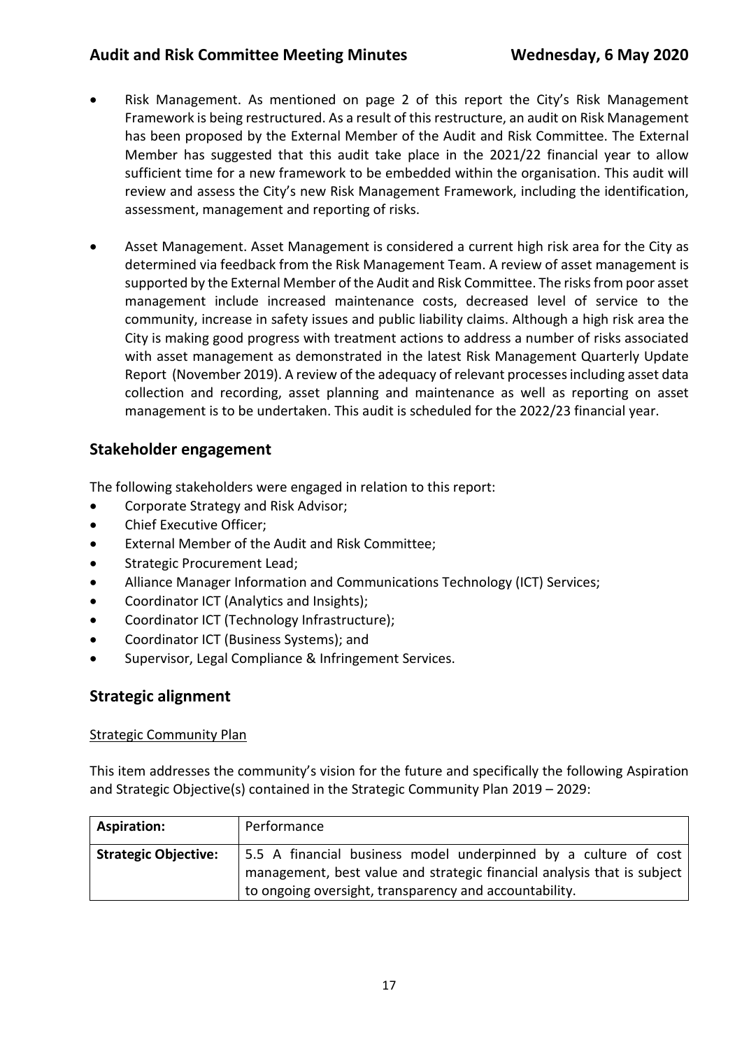- Risk Management. As mentioned on page 2 of this report the City's Risk Management Framework is being restructured. As a result of this restructure, an audit on Risk Management has been proposed by the External Member of the Audit and Risk Committee. The External Member has suggested that this audit take place in the 2021/22 financial year to allow sufficient time for a new framework to be embedded within the organisation. This audit will review and assess the City's new Risk Management Framework, including the identification, assessment, management and reporting of risks.

- Asset Management. Asset Management is considered a current high risk area for the City as determined via feedback from the Risk Management Team. A review of asset management is supported by the External Member of the Audit and Risk Committee. The risks from poor asset management include increased maintenance costs, decreased level of service to the community, increase in safety issues and public liability claims. Although a high risk area the City is making good progress with treatment actions to address a number of risks associated with asset management as demonstrated in the latest Risk Management Quarterly Update Report (November 2019). A review of the adequacy of relevant processes including asset data collection and recording, asset planning and maintenance as well as reporting on asset management is to be undertaken. This audit is scheduled for the 2022/23 financial year.

## Stakeholder engagement

The following stakeholders were engaged in relation to this report:

- Corporate Strategy and Risk Advisor;
- Chief Executive Officer;
- External Member of the Audit and Risk Committee;
- Strategic Procurement Lead;
- Alliance Manager Information and Communications Technology (ICT) Services;
- Coordinator ICT (Analytics and Insights);
- Coordinator ICT (Technology Infrastructure);
- Coordinator ICT (Business Systems); and
- Supervisor, Legal Compliance & Infringement Services.

## Strategic alignment

Strategic Community Plan

This item addresses the community's vision for the future and specifically the following Aspiration and Strategic Objective(s) contained in the Strategic Community Plan 2019 – 2029:

| **Aspiration:** | Performance |
|---|---|
| **Strategic Objective:** | 5.5 A financial business model underpinned by a culture of cost management, best value and strategic financial analysis that is subject to ongoing oversight, transparency and accountability. |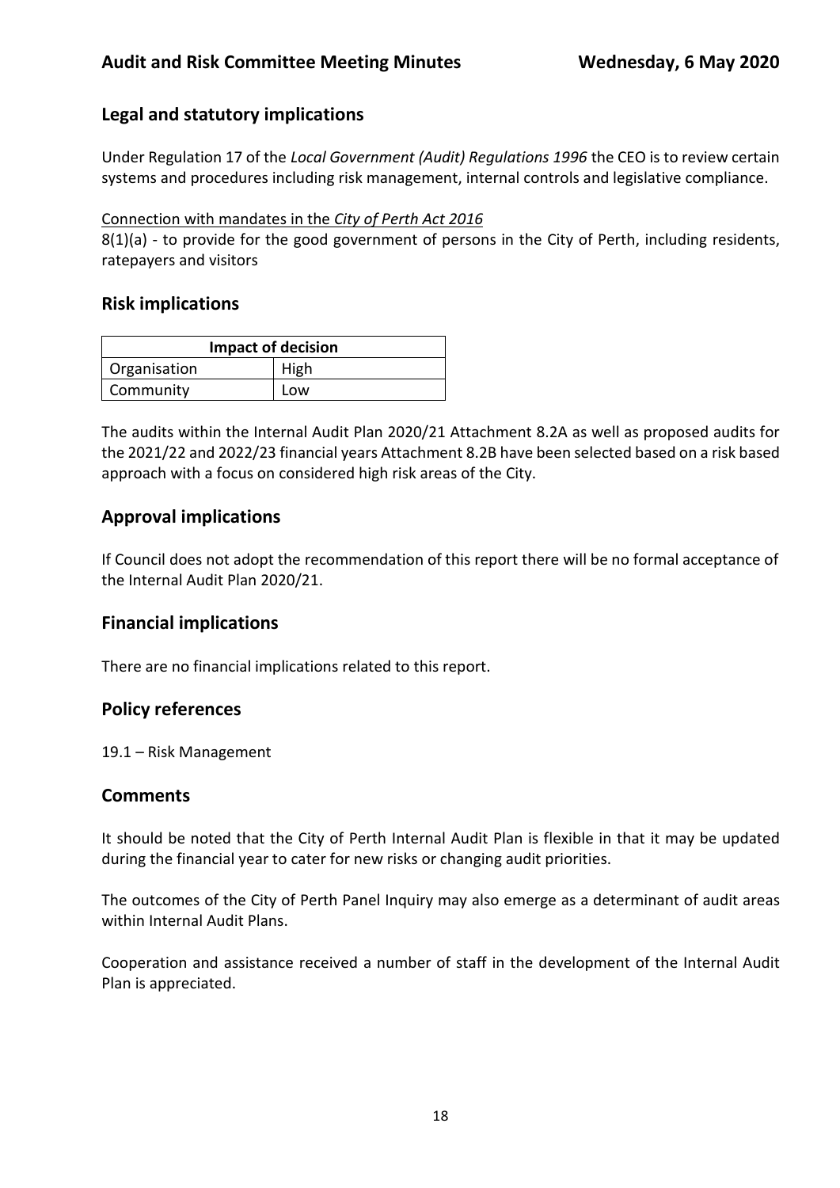## Legal and statutory implications

Under Regulation 17 of the *Local Government (Audit) Regulations 1996* the CEO is to review certain systems and procedures including risk management, internal controls and legislative compliance.

Connection with mandates in the *City of Perth Act 2016*

8(1)(a) - to provide for the good government of persons in the City of Perth, including residents, ratepayers and visitors

## Risk implications

| Impact of decision | |
|---|---|
| Organisation | High |
| Community | Low |

The audits within the Internal Audit Plan 2020/21 Attachment 8.2A as well as proposed audits for the 2021/22 and 2022/23 financial years Attachment 8.2B have been selected based on a risk based approach with a focus on considered high risk areas of the City.

## Approval implications

If Council does not adopt the recommendation of this report there will be no formal acceptance of the Internal Audit Plan 2020/21.

## Financial implications

There are no financial implications related to this report.

## Policy references

19.1 – Risk Management

## Comments

It should be noted that the City of Perth Internal Audit Plan is flexible in that it may be updated during the financial year to cater for new risks or changing audit priorities.

The outcomes of the City of Perth Panel Inquiry may also emerge as a determinant of audit areas within Internal Audit Plans.

Cooperation and assistance received a number of staff in the development of the Internal Audit Plan is appreciated.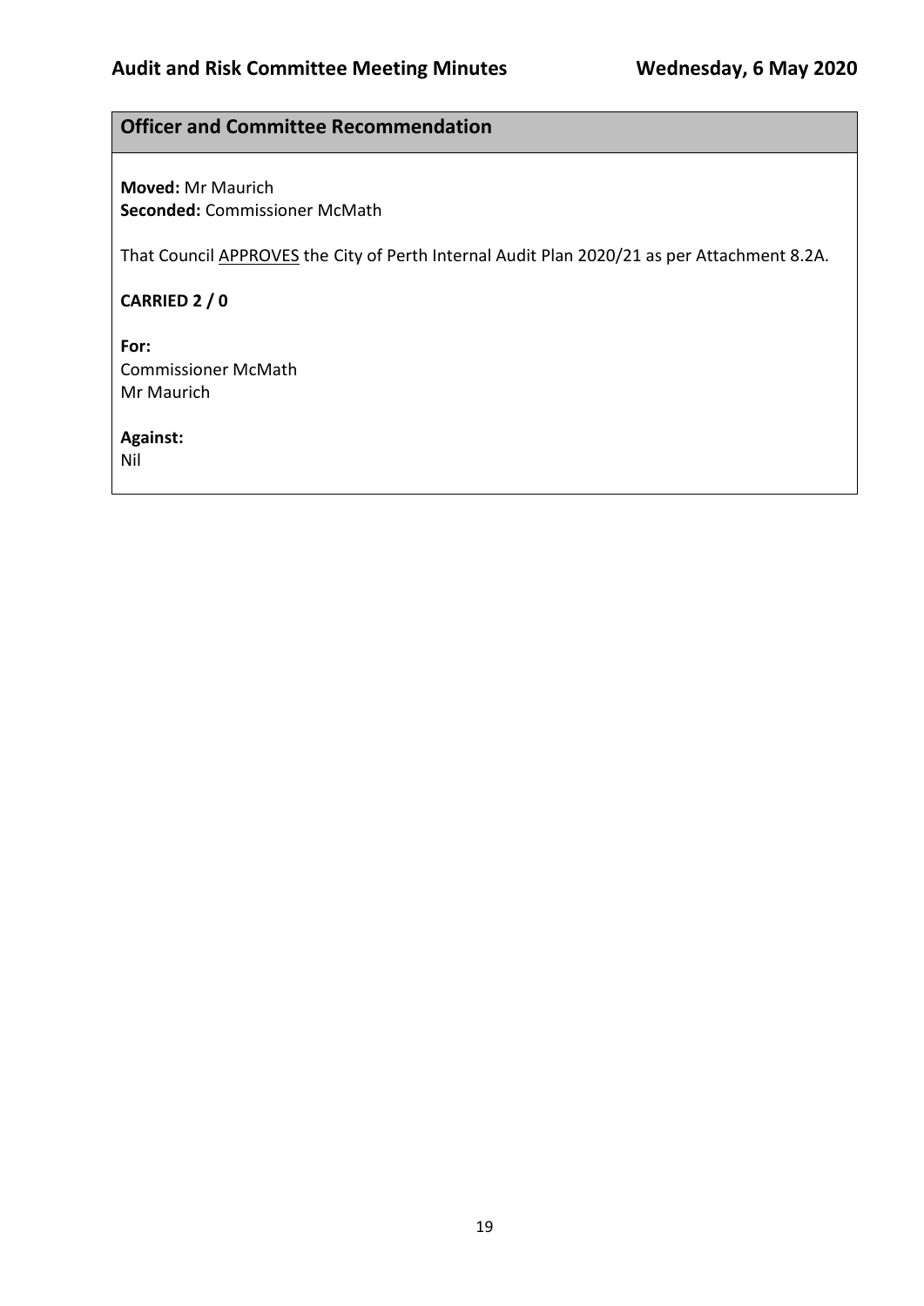## Officer and Committee Recommendation

**Moved:** Mr Maurich
**Seconded:** Commissioner McMath

That Council APPROVES the City of Perth Internal Audit Plan 2020/21 as per Attachment 8.2A.

**CARRIED 2 / 0**

**For:**
Commissioner McMath
Mr Maurich

**Against:**
Nil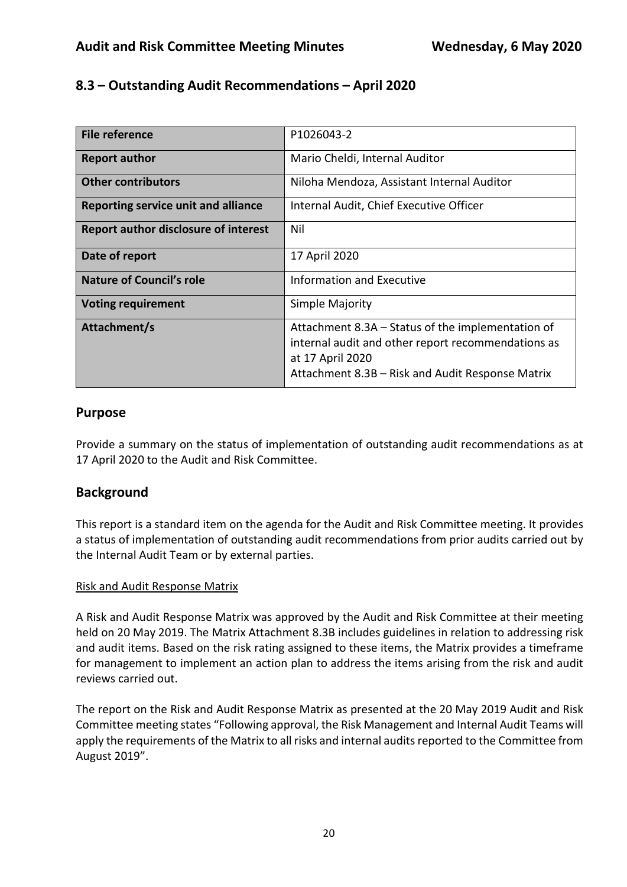## 8.3 – Outstanding Audit Recommendations – April 2020

| File reference | P1026043-2 |
| --- | --- |
| **Report author** | Mario Cheldi, Internal Auditor |
| **Other contributors** | Niloha Mendoza, Assistant Internal Auditor |
| **Reporting service unit and alliance** | Internal Audit, Chief Executive Officer |
| **Report author disclosure of interest** | Nil |
| **Date of report** | 17 April 2020 |
| **Nature of Council's role** | Information and Executive |
| **Voting requirement** | Simple Majority |
| **Attachment/s** | Attachment 8.3A – Status of the implementation of internal audit and other report recommendations as at 17 April 2020<br>Attachment 8.3B – Risk and Audit Response Matrix |

## Purpose

Provide a summary on the status of implementation of outstanding audit recommendations as at 17 April 2020 to the Audit and Risk Committee.

## Background

This report is a standard item on the agenda for the Audit and Risk Committee meeting. It provides a status of implementation of outstanding audit recommendations from prior audits carried out by the Internal Audit Team or by external parties.

Risk and Audit Response Matrix

A Risk and Audit Response Matrix was approved by the Audit and Risk Committee at their meeting held on 20 May 2019. The Matrix Attachment 8.3B includes guidelines in relation to addressing risk and audit items. Based on the risk rating assigned to these items, the Matrix provides a timeframe for management to implement an action plan to address the items arising from the risk and audit reviews carried out.

The report on the Risk and Audit Response Matrix as presented at the 20 May 2019 Audit and Risk Committee meeting states "Following approval, the Risk Management and Internal Audit Teams will apply the requirements of the Matrix to all risks and internal audits reported to the Committee from August 2019".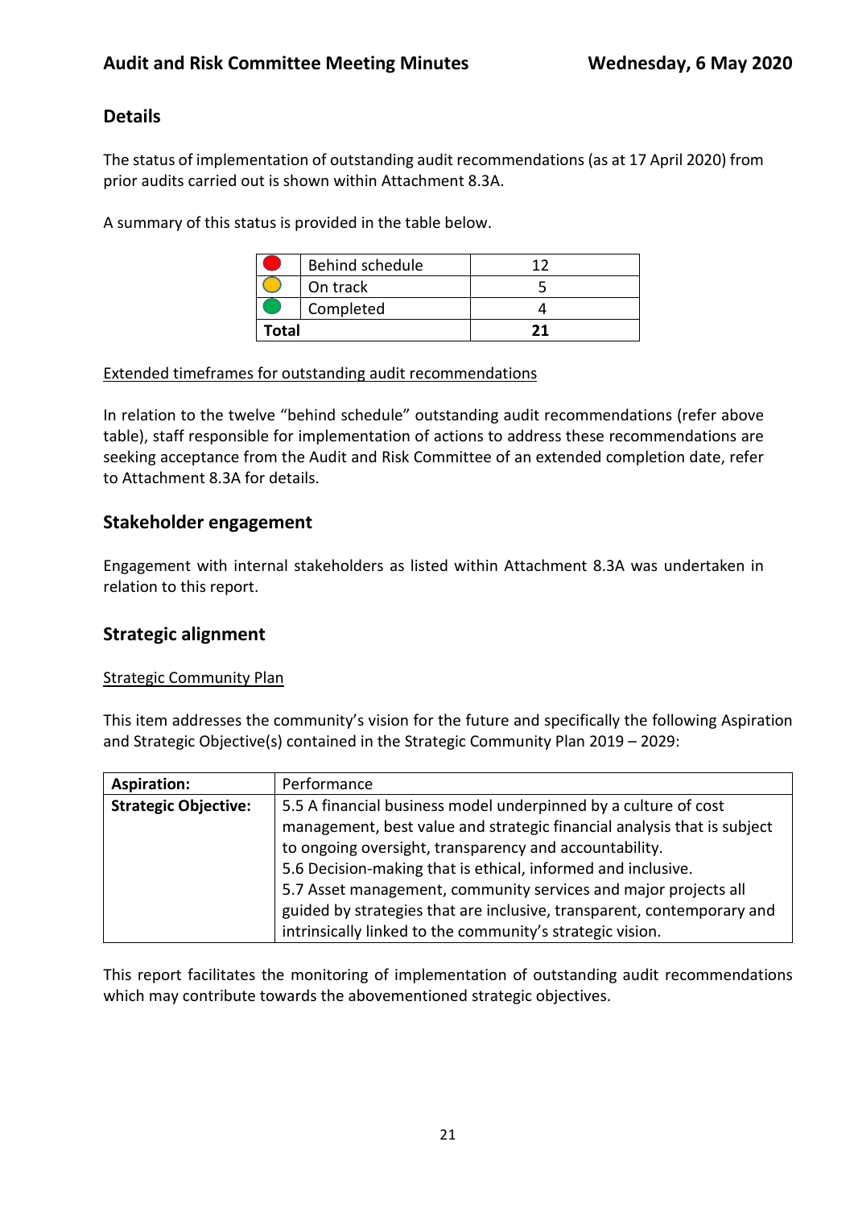## Details

The status of implementation of outstanding audit recommendations (as at 17 April 2020) from prior audits carried out is shown within Attachment 8.3A.

A summary of this status is provided in the table below.

| | | |
|---|---|---|
| 🔴 | Behind schedule | 12 |
| 🟡 | On track | 5 |
| 🟢 | Completed | 4 |
| **Total** | | **21** |

Extended timeframes for outstanding audit recommendations

In relation to the twelve "behind schedule" outstanding audit recommendations (refer above table), staff responsible for implementation of actions to address these recommendations are seeking acceptance from the Audit and Risk Committee of an extended completion date, refer to Attachment 8.3A for details.

## Stakeholder engagement

Engagement with internal stakeholders as listed within Attachment 8.3A was undertaken in relation to this report.

## Strategic alignment

Strategic Community Plan

This item addresses the community's vision for the future and specifically the following Aspiration and Strategic Objective(s) contained in the Strategic Community Plan 2019 – 2029:

| **Aspiration:** | Performance |
|---|---|
| **Strategic Objective:** | 5.5 A financial business model underpinned by a culture of cost management, best value and strategic financial analysis that is subject to ongoing oversight, transparency and accountability.<br>5.6 Decision-making that is ethical, informed and inclusive.<br>5.7 Asset management, community services and major projects all guided by strategies that are inclusive, transparent, contemporary and intrinsically linked to the community's strategic vision. |

This report facilitates the monitoring of implementation of outstanding audit recommendations which may contribute towards the abovementioned strategic objectives.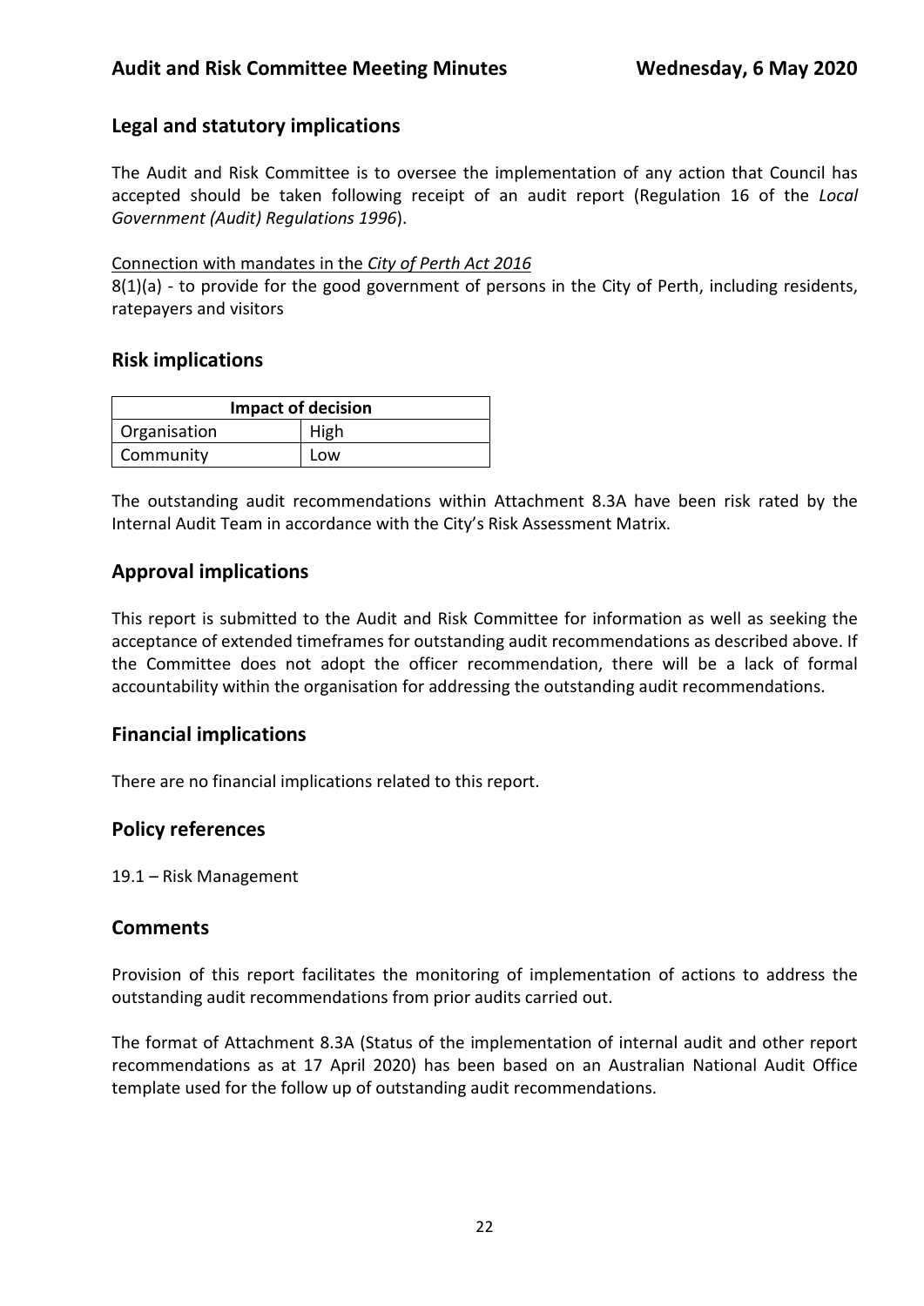## Legal and statutory implications

The Audit and Risk Committee is to oversee the implementation of any action that Council has accepted should be taken following receipt of an audit report (Regulation 16 of the *Local Government (Audit) Regulations 1996*).

Connection with mandates in the *City of Perth Act 2016*

8(1)(a) - to provide for the good government of persons in the City of Perth, including residents, ratepayers and visitors

## Risk implications

| Impact of decision | |
|---|---|
| Organisation | High |
| Community | Low |

The outstanding audit recommendations within Attachment 8.3A have been risk rated by the Internal Audit Team in accordance with the City's Risk Assessment Matrix.

## Approval implications

This report is submitted to the Audit and Risk Committee for information as well as seeking the acceptance of extended timeframes for outstanding audit recommendations as described above. If the Committee does not adopt the officer recommendation, there will be a lack of formal accountability within the organisation for addressing the outstanding audit recommendations.

## Financial implications

There are no financial implications related to this report.

## Policy references

19.1 – Risk Management

## Comments

Provision of this report facilitates the monitoring of implementation of actions to address the outstanding audit recommendations from prior audits carried out.

The format of Attachment 8.3A (Status of the implementation of internal audit and other report recommendations as at 17 April 2020) has been based on an Australian National Audit Office template used for the follow up of outstanding audit recommendations.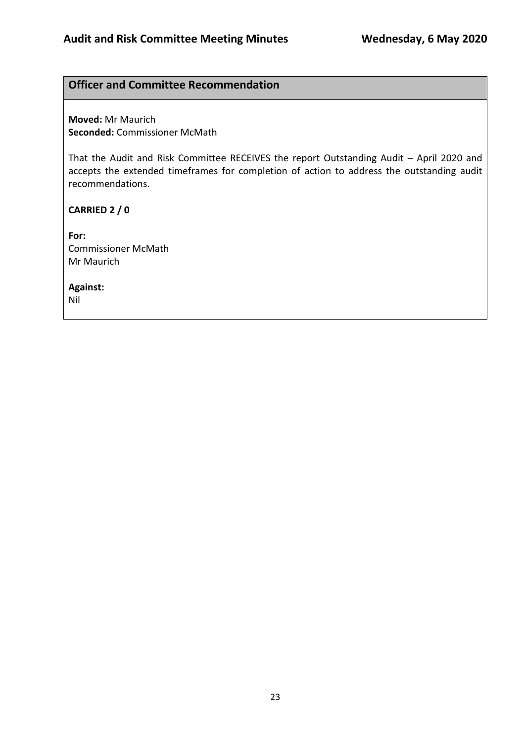## Officer and Committee Recommendation

**Moved:** Mr Maurich
**Seconded:** Commissioner McMath

That the Audit and Risk Committee RECEIVES the report Outstanding Audit – April 2020 and accepts the extended timeframes for completion of action to address the outstanding audit recommendations.

**CARRIED 2 / 0**

**For:**
Commissioner McMath
Mr Maurich

**Against:**
Nil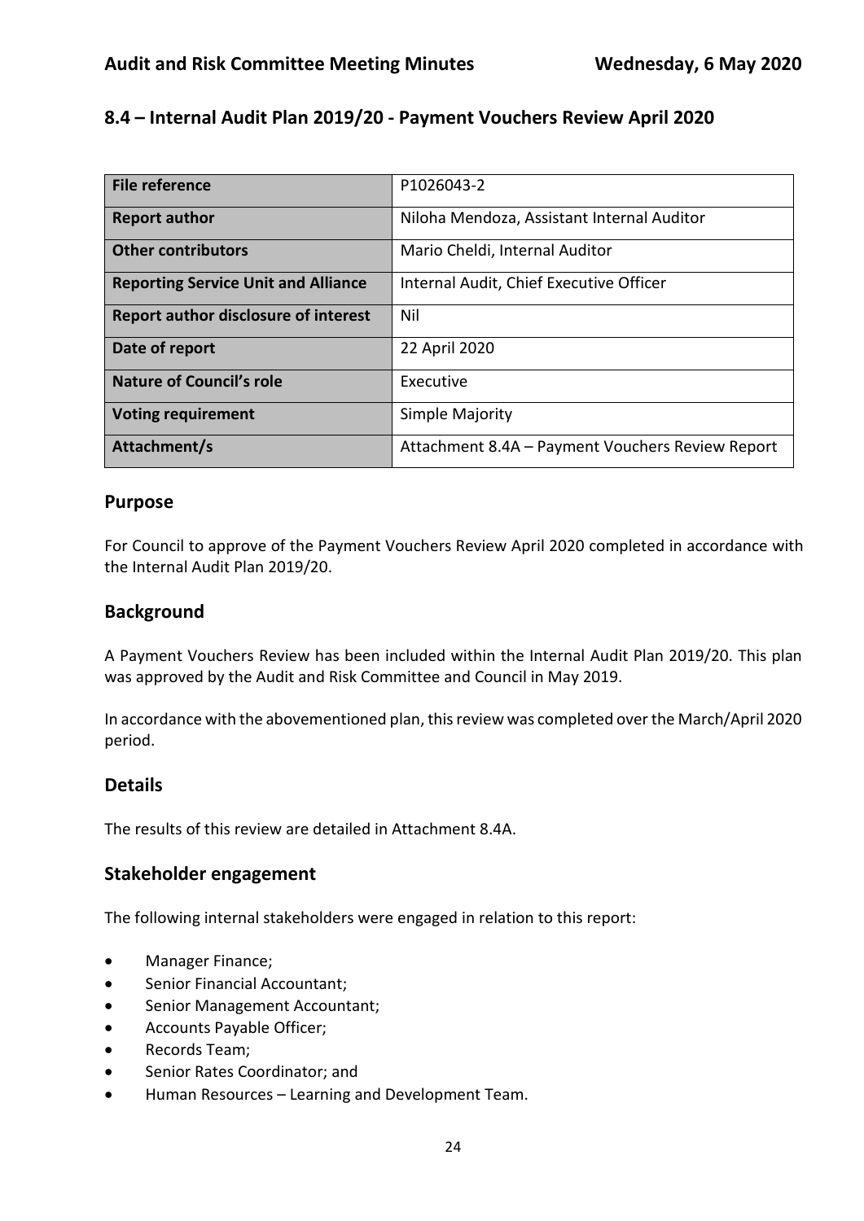## 8.4 – Internal Audit Plan 2019/20 - Payment Vouchers Review April 2020

| File reference | P1026043-2 |
|---|---|
| **Report author** | Niloha Mendoza, Assistant Internal Auditor |
| **Other contributors** | Mario Cheldi, Internal Auditor |
| **Reporting Service Unit and Alliance** | Internal Audit, Chief Executive Officer |
| **Report author disclosure of interest** | Nil |
| **Date of report** | 22 April 2020 |
| **Nature of Council's role** | Executive |
| **Voting requirement** | Simple Majority |
| **Attachment/s** | Attachment 8.4A – Payment Vouchers Review Report |

### Purpose

For Council to approve of the Payment Vouchers Review April 2020 completed in accordance with the Internal Audit Plan 2019/20.

### Background

A Payment Vouchers Review has been included within the Internal Audit Plan 2019/20. This plan was approved by the Audit and Risk Committee and Council in May 2019.

In accordance with the abovementioned plan, this review was completed over the March/April 2020 period.

### Details

The results of this review are detailed in Attachment 8.4A.

### Stakeholder engagement

The following internal stakeholders were engaged in relation to this report:

- Manager Finance;
- Senior Financial Accountant;
- Senior Management Accountant;
- Accounts Payable Officer;
- Records Team;
- Senior Rates Coordinator; and
- Human Resources – Learning and Development Team.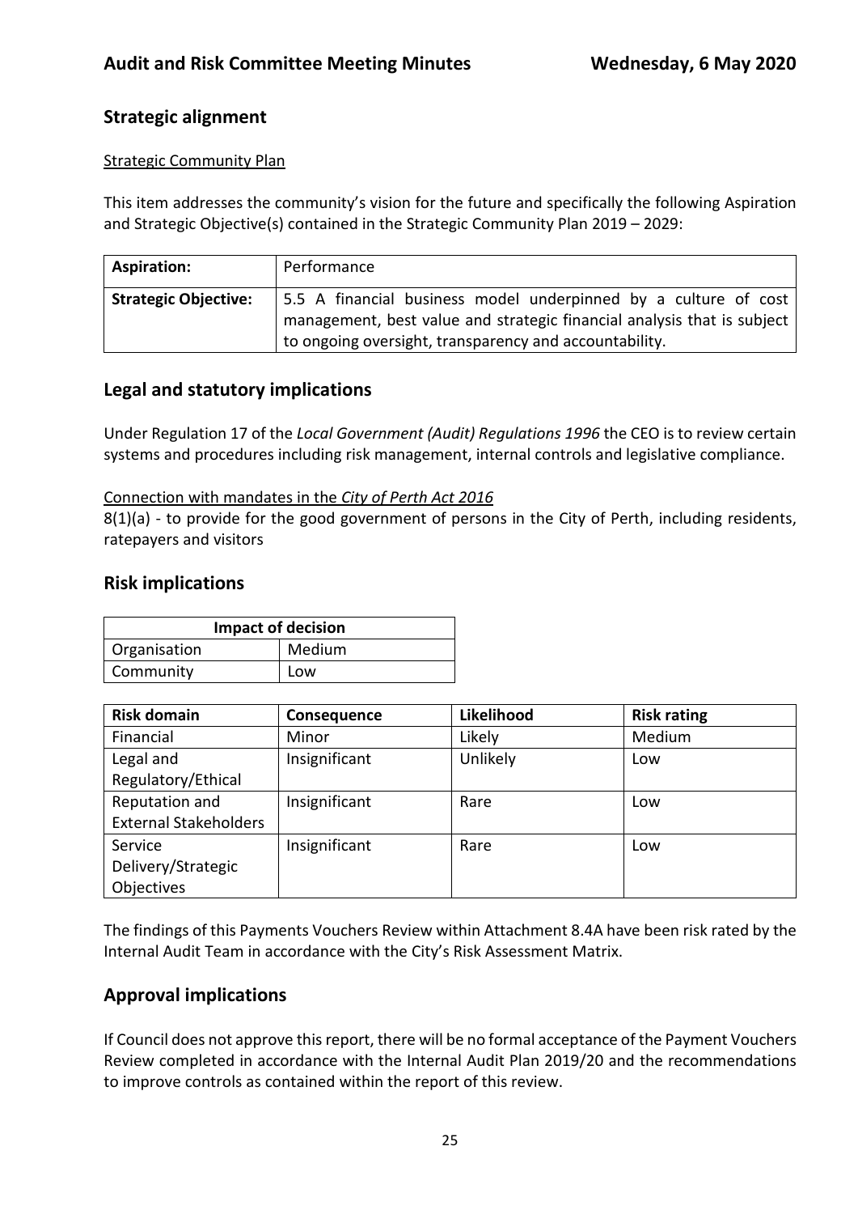## Strategic alignment

Strategic Community Plan

This item addresses the community's vision for the future and specifically the following Aspiration and Strategic Objective(s) contained in the Strategic Community Plan 2019 – 2029:

| **Aspiration:** | Performance |
|---|---|
| **Strategic Objective:** | 5.5 A financial business model underpinned by a culture of cost management, best value and strategic financial analysis that is subject to ongoing oversight, transparency and accountability. |

## Legal and statutory implications

Under Regulation 17 of the *Local Government (Audit) Regulations 1996* the CEO is to review certain systems and procedures including risk management, internal controls and legislative compliance.

Connection with mandates in the *City of Perth Act 2016*

8(1)(a) - to provide for the good government of persons in the City of Perth, including residents, ratepayers and visitors

## Risk implications

| **Impact of decision** | |
|---|---|
| Organisation | Medium |
| Community | Low |

| **Risk domain** | **Consequence** | **Likelihood** | **Risk rating** |
|---|---|---|---|
| Financial | Minor | Likely | Medium |
| Legal and Regulatory/Ethical | Insignificant | Unlikely | Low |
| Reputation and External Stakeholders | Insignificant | Rare | Low |
| Service Delivery/Strategic Objectives | Insignificant | Rare | Low |

The findings of this Payments Vouchers Review within Attachment 8.4A have been risk rated by the Internal Audit Team in accordance with the City's Risk Assessment Matrix.

## Approval implications

If Council does not approve this report, there will be no formal acceptance of the Payment Vouchers Review completed in accordance with the Internal Audit Plan 2019/20 and the recommendations to improve controls as contained within the report of this review.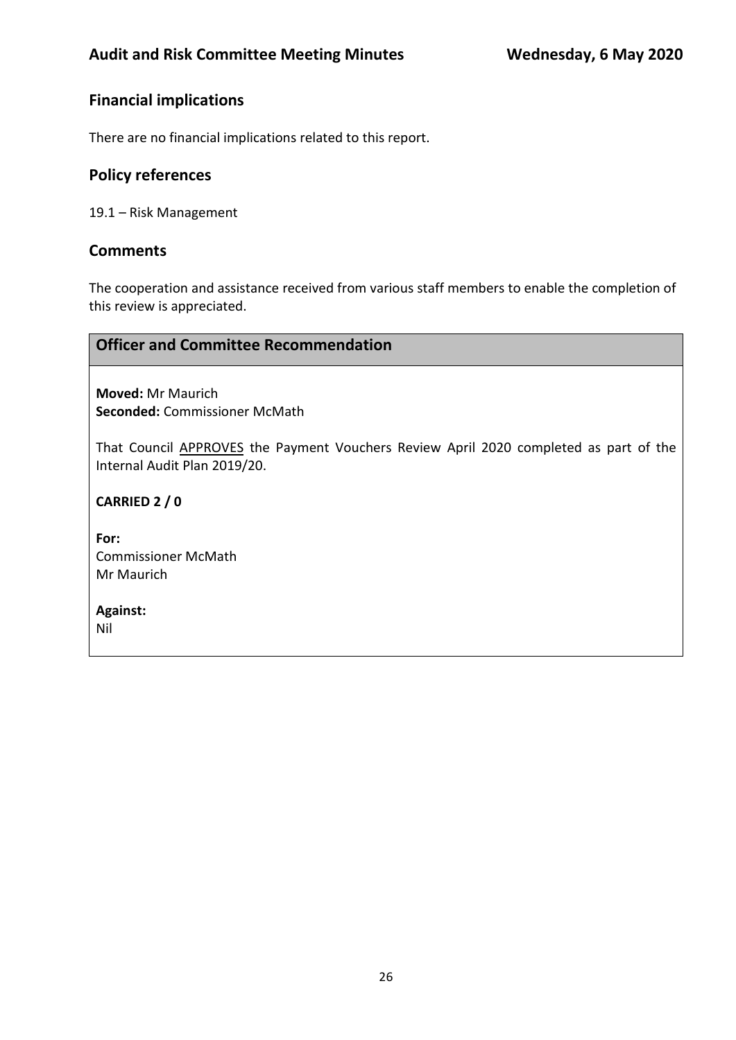## Financial implications

There are no financial implications related to this report.

## Policy references

19.1 – Risk Management

## Comments

The cooperation and assistance received from various staff members to enable the completion of this review is appreciated.

## Officer and Committee Recommendation

**Moved:** Mr Maurich
**Seconded:** Commissioner McMath

That Council APPROVES the Payment Vouchers Review April 2020 completed as part of the Internal Audit Plan 2019/20.

**CARRIED 2 / 0**

**For:**
Commissioner McMath
Mr Maurich

**Against:**
Nil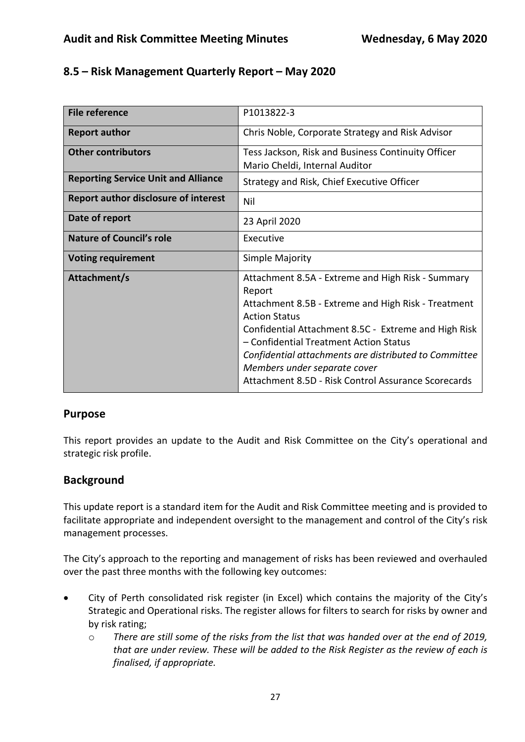## 8.5 – Risk Management Quarterly Report – May 2020

| | |
|---|---|
| **File reference** | P1013822-3 |
| **Report author** | Chris Noble, Corporate Strategy and Risk Advisor |
| **Other contributors** | Tess Jackson, Risk and Business Continuity Officer<br>Mario Cheldi, Internal Auditor |
| **Reporting Service Unit and Alliance** | Strategy and Risk, Chief Executive Officer |
| **Report author disclosure of interest** | Nil |
| **Date of report** | 23 April 2020 |
| **Nature of Council's role** | Executive |
| **Voting requirement** | Simple Majority |
| **Attachment/s** | Attachment 8.5A - Extreme and High Risk - Summary Report<br>Attachment 8.5B - Extreme and High Risk - Treatment Action Status<br>Confidential Attachment 8.5C - Extreme and High Risk – Confidential Treatment Action Status<br>*Confidential attachments are distributed to Committee Members under separate cover*<br>Attachment 8.5D - Risk Control Assurance Scorecards |

## Purpose

This report provides an update to the Audit and Risk Committee on the City's operational and strategic risk profile.

## Background

This update report is a standard item for the Audit and Risk Committee meeting and is provided to facilitate appropriate and independent oversight to the management and control of the City's risk management processes.

The City's approach to the reporting and management of risks has been reviewed and overhauled over the past three months with the following key outcomes:

- City of Perth consolidated risk register (in Excel) which contains the majority of the City's Strategic and Operational risks. The register allows for filters to search for risks by owner and by risk rating;
    - *There are still some of the risks from the list that was handed over at the end of 2019, that are under review. These will be added to the Risk Register as the review of each is finalised, if appropriate.*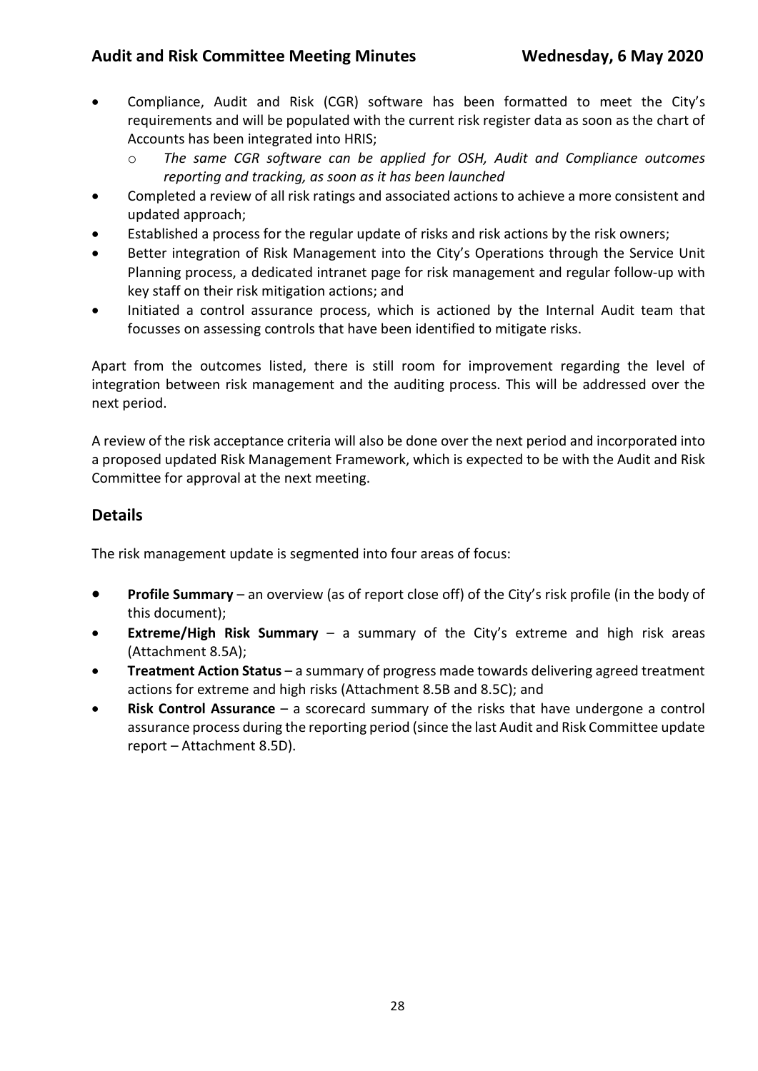- Compliance, Audit and Risk (CGR) software has been formatted to meet the City's requirements and will be populated with the current risk register data as soon as the chart of Accounts has been integrated into HRIS;
    - *The same CGR software can be applied for OSH, Audit and Compliance outcomes reporting and tracking, as soon as it has been launched*
- Completed a review of all risk ratings and associated actions to achieve a more consistent and updated approach;
- Established a process for the regular update of risks and risk actions by the risk owners;
- Better integration of Risk Management into the City's Operations through the Service Unit Planning process, a dedicated intranet page for risk management and regular follow-up with key staff on their risk mitigation actions; and
- Initiated a control assurance process, which is actioned by the Internal Audit team that focusses on assessing controls that have been identified to mitigate risks.

Apart from the outcomes listed, there is still room for improvement regarding the level of integration between risk management and the auditing process. This will be addressed over the next period.

A review of the risk acceptance criteria will also be done over the next period and incorporated into a proposed updated Risk Management Framework, which is expected to be with the Audit and Risk Committee for approval at the next meeting.

## Details

The risk management update is segmented into four areas of focus:

- **Profile Summary** – an overview (as of report close off) of the City's risk profile (in the body of this document);
- **Extreme/High Risk Summary** – a summary of the City's extreme and high risk areas (Attachment 8.5A);
- **Treatment Action Status** – a summary of progress made towards delivering agreed treatment actions for extreme and high risks (Attachment 8.5B and 8.5C); and
- **Risk Control Assurance** – a scorecard summary of the risks that have undergone a control assurance process during the reporting period (since the last Audit and Risk Committee update report – Attachment 8.5D).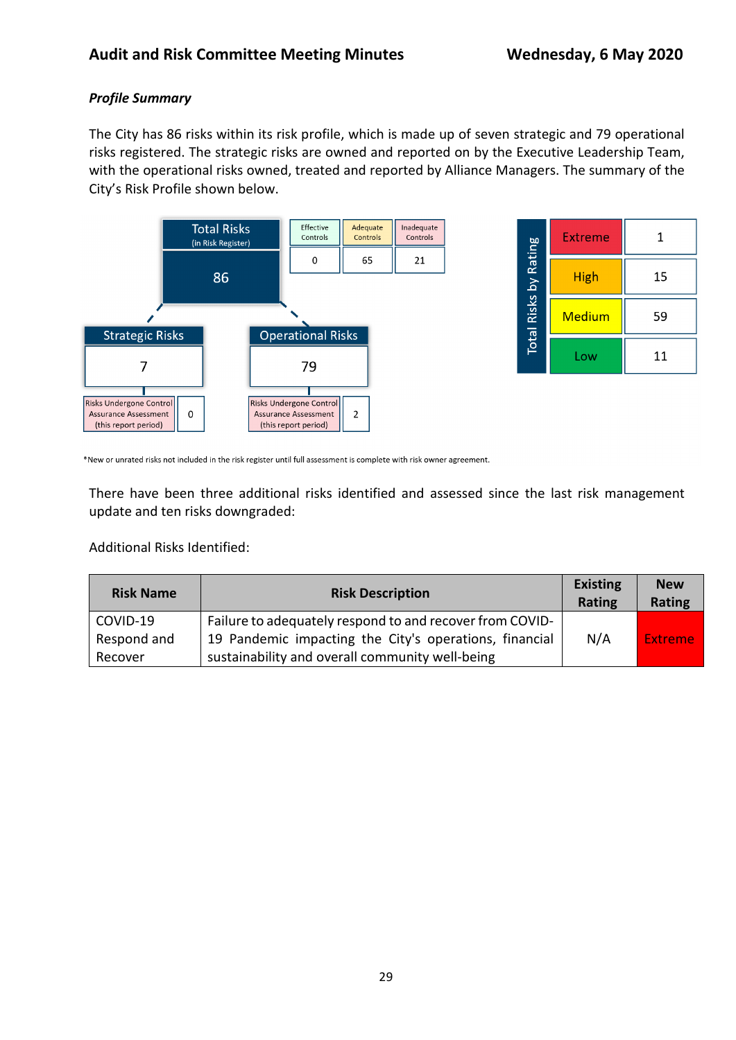### Profile Summary

The City has 86 risks within its risk profile, which is made up of seven strategic and 79 operational risks registered. The strategic risks are owned and reported on by the Executive Leadership Team, with the operational risks owned, treated and reported by Alliance Managers. The summary of the City's Risk Profile shown below.

| Total Risks (in Risk Register) | Effective Controls | Adequate Controls | Inadequate Controls |
|---|---|---|---|
| 86 | 0 | 65 | 21 |

| | Strategic Risks | Operational Risks |
|---|---|---|
| Number of risks | 7 | 79 |
| Risks Undergone Control Assurance Assessment (this report period) | 0 | 2 |

| Total Risks by Rating | |
|---|---|
| Extreme | 1 |
| High | 15 |
| Medium | 59 |
| Low | 11 |

*New or unrated risks not included in the risk register until full assessment is complete with risk owner agreement.

There have been three additional risks identified and assessed since the last risk management update and ten risks downgraded:

Additional Risks Identified:

| Risk Name | Risk Description | Existing Rating | New Rating |
|---|---|---|---|
| COVID-19 Respond and Recover | Failure to adequately respond to and recover from COVID-19 Pandemic impacting the City's operations, financial sustainability and overall community well-being | N/A | Extreme |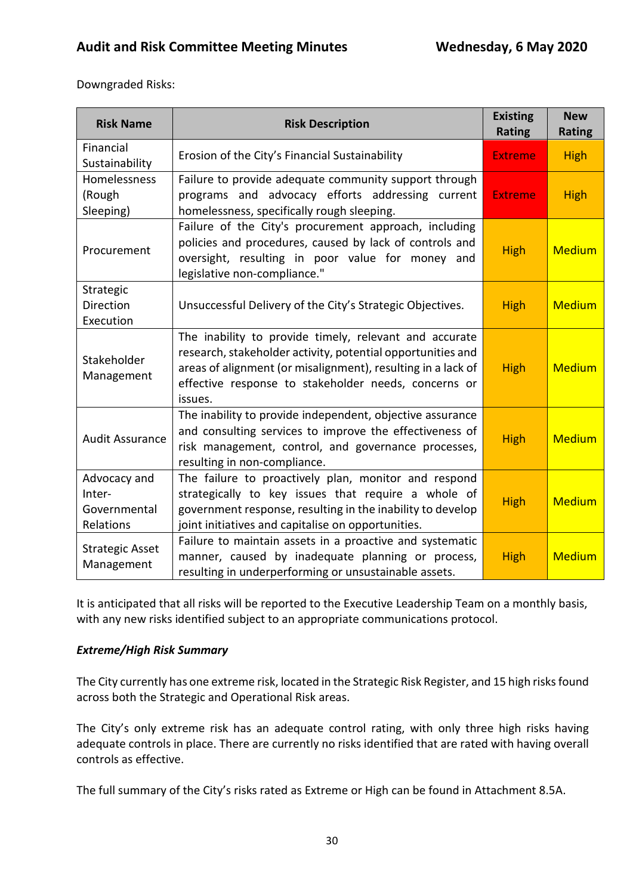Downgraded Risks:

| Risk Name | Risk Description | Existing Rating | New Rating |
|---|---|---|---|
| Financial Sustainability | Erosion of the City's Financial Sustainability | Extreme | High |
| Homelessness (Rough Sleeping) | Failure to provide adequate community support through programs and advocacy efforts addressing current homelessness, specifically rough sleeping. | Extreme | High |
| Procurement | Failure of the City's procurement approach, including policies and procedures, caused by lack of controls and oversight, resulting in poor value for money and legislative non-compliance." | High | Medium |
| Strategic Direction Execution | Unsuccessful Delivery of the City's Strategic Objectives. | High | Medium |
| Stakeholder Management | The inability to provide timely, relevant and accurate research, stakeholder activity, potential opportunities and areas of alignment (or misalignment), resulting in a lack of effective response to stakeholder needs, concerns or issues. | High | Medium |
| Audit Assurance | The inability to provide independent, objective assurance and consulting services to improve the effectiveness of risk management, control, and governance processes, resulting in non-compliance. | High | Medium |
| Advocacy and Inter-Governmental Relations | The failure to proactively plan, monitor and respond strategically to key issues that require a whole of government response, resulting in the inability to develop joint initiatives and capitalise on opportunities. | High | Medium |
| Strategic Asset Management | Failure to maintain assets in a proactive and systematic manner, caused by inadequate planning or process, resulting in underperforming or unsustainable assets. | High | Medium |

It is anticipated that all risks will be reported to the Executive Leadership Team on a monthly basis, with any new risks identified subject to an appropriate communications protocol.

***Extreme/High Risk Summary***

The City currently has one extreme risk, located in the Strategic Risk Register, and 15 high risks found across both the Strategic and Operational Risk areas.

The City's only extreme risk has an adequate control rating, with only three high risks having adequate controls in place. There are currently no risks identified that are rated with having overall controls as effective.

The full summary of the City's risks rated as Extreme or High can be found in Attachment 8.5A.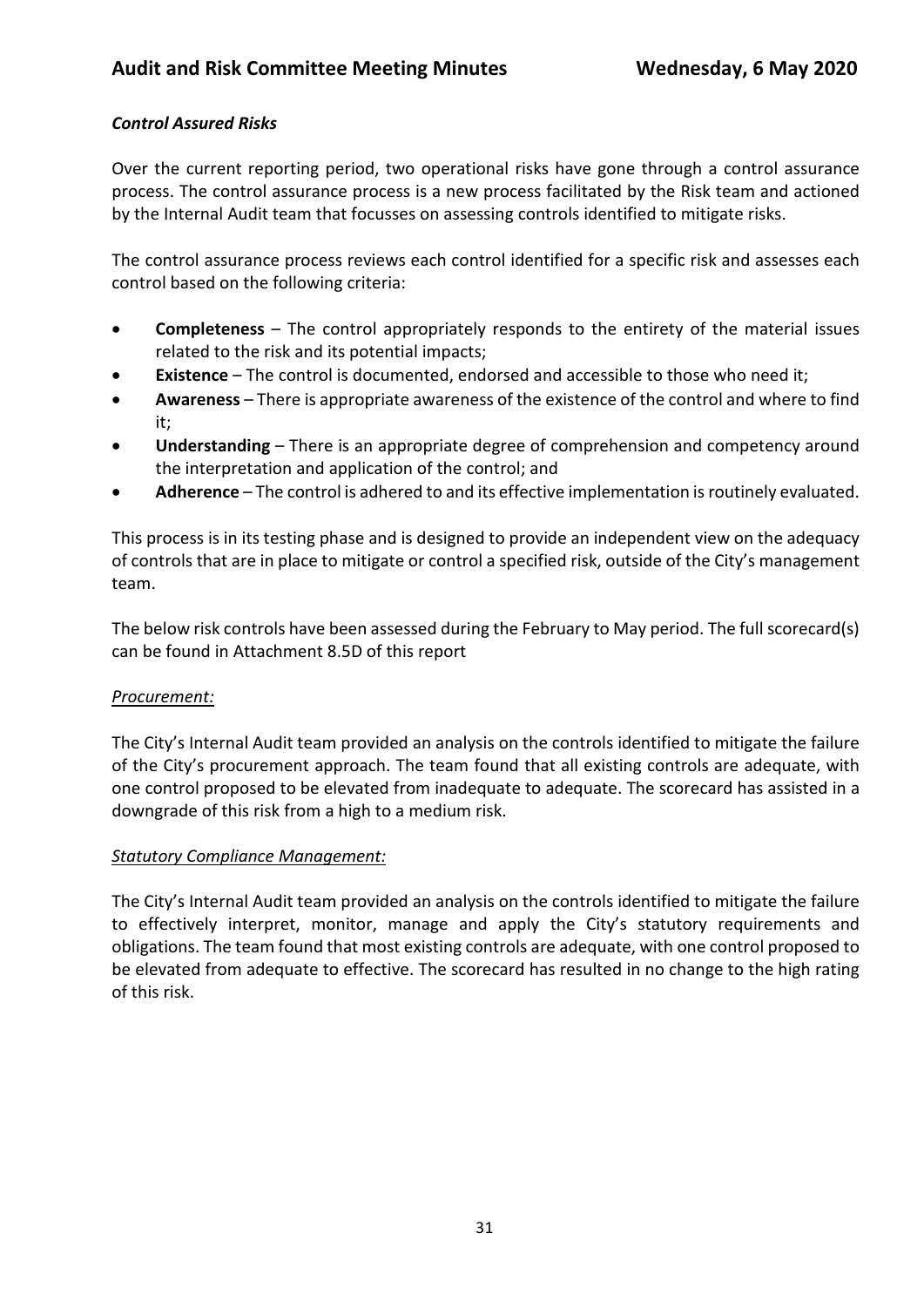***Control Assured Risks***

Over the current reporting period, two operational risks have gone through a control assurance process. The control assurance process is a new process facilitated by the Risk team and actioned by the Internal Audit team that focusses on assessing controls identified to mitigate risks.

The control assurance process reviews each control identified for a specific risk and assesses each control based on the following criteria:

- **Completeness** – The control appropriately responds to the entirety of the material issues related to the risk and its potential impacts;
- **Existence** – The control is documented, endorsed and accessible to those who need it;
- **Awareness** – There is appropriate awareness of the existence of the control and where to find it;
- **Understanding** – There is an appropriate degree of comprehension and competency around the interpretation and application of the control; and
- **Adherence** – The control is adhered to and its effective implementation is routinely evaluated.

This process is in its testing phase and is designed to provide an independent view on the adequacy of controls that are in place to mitigate or control a specified risk, outside of the City's management team.

The below risk controls have been assessed during the February to May period. The full scorecard(s) can be found in Attachment 8.5D of this report

*Procurement:*

The City's Internal Audit team provided an analysis on the controls identified to mitigate the failure of the City's procurement approach. The team found that all existing controls are adequate, with one control proposed to be elevated from inadequate to adequate. The scorecard has assisted in a downgrade of this risk from a high to a medium risk.

*Statutory Compliance Management:*

The City's Internal Audit team provided an analysis on the controls identified to mitigate the failure to effectively interpret, monitor, manage and apply the City's statutory requirements and obligations. The team found that most existing controls are adequate, with one control proposed to be elevated from adequate to effective. The scorecard has resulted in no change to the high rating of this risk.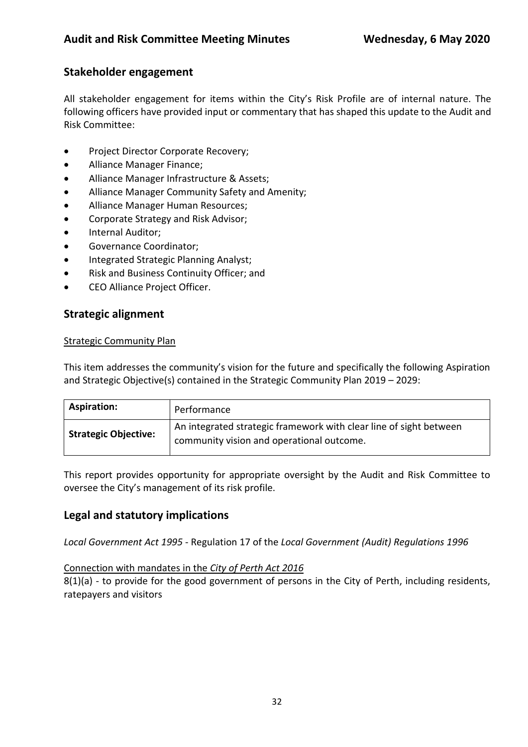## Stakeholder engagement

All stakeholder engagement for items within the City's Risk Profile are of internal nature. The following officers have provided input or commentary that has shaped this update to the Audit and Risk Committee:

- Project Director Corporate Recovery;
- Alliance Manager Finance;
- Alliance Manager Infrastructure & Assets;
- Alliance Manager Community Safety and Amenity;
- Alliance Manager Human Resources;
- Corporate Strategy and Risk Advisor;
- Internal Auditor;
- Governance Coordinator;
- Integrated Strategic Planning Analyst;
- Risk and Business Continuity Officer; and
- CEO Alliance Project Officer.

## Strategic alignment

<u>Strategic Community Plan</u>

This item addresses the community's vision for the future and specifically the following Aspiration and Strategic Objective(s) contained in the Strategic Community Plan 2019 – 2029:

| **Aspiration:** | Performance |
|---|---|
| **Strategic Objective:** | An integrated strategic framework with clear line of sight between community vision and operational outcome. |

This report provides opportunity for appropriate oversight by the Audit and Risk Committee to oversee the City's management of its risk profile.

## Legal and statutory implications

*Local Government Act 1995* - Regulation 17 of the *Local Government (Audit) Regulations 1996*

<u>Connection with mandates in the *City of Perth Act 2016*</u>

8(1)(a) - to provide for the good government of persons in the City of Perth, including residents, ratepayers and visitors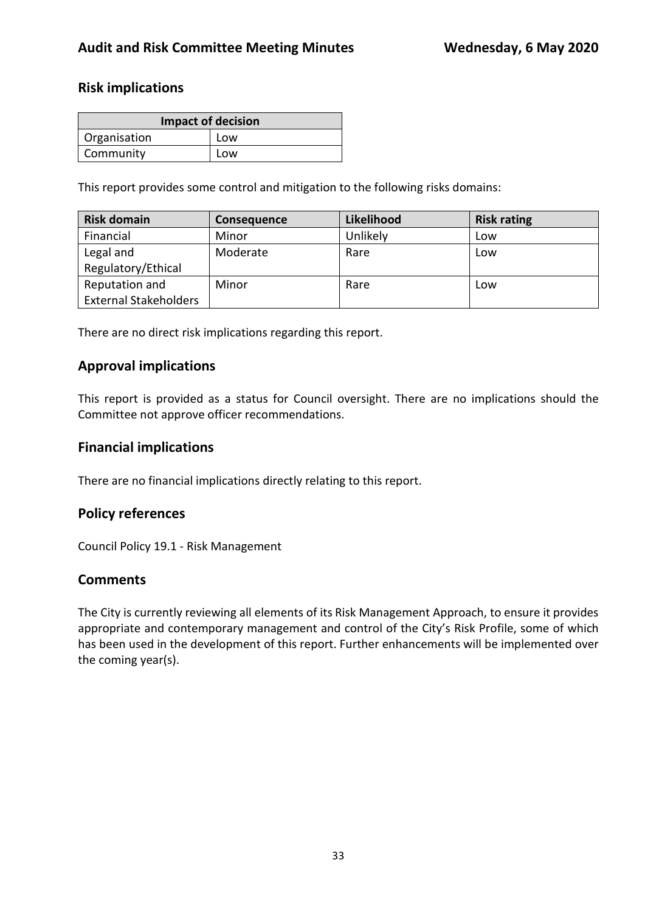## Risk implications

| Impact of decision | |
|---|---|
| Organisation | Low |
| Community | Low |

This report provides some control and mitigation to the following risks domains:

| Risk domain | Consequence | Likelihood | Risk rating |
|---|---|---|---|
| Financial | Minor | Unlikely | Low |
| Legal and Regulatory/Ethical | Moderate | Rare | Low |
| Reputation and External Stakeholders | Minor | Rare | Low |

There are no direct risk implications regarding this report.

## Approval implications

This report is provided as a status for Council oversight. There are no implications should the Committee not approve officer recommendations.

## Financial implications

There are no financial implications directly relating to this report.

## Policy references

Council Policy 19.1 - Risk Management

## Comments

The City is currently reviewing all elements of its Risk Management Approach, to ensure it provides appropriate and contemporary management and control of the City's Risk Profile, some of which has been used in the development of this report. Further enhancements will be implemented over the coming year(s).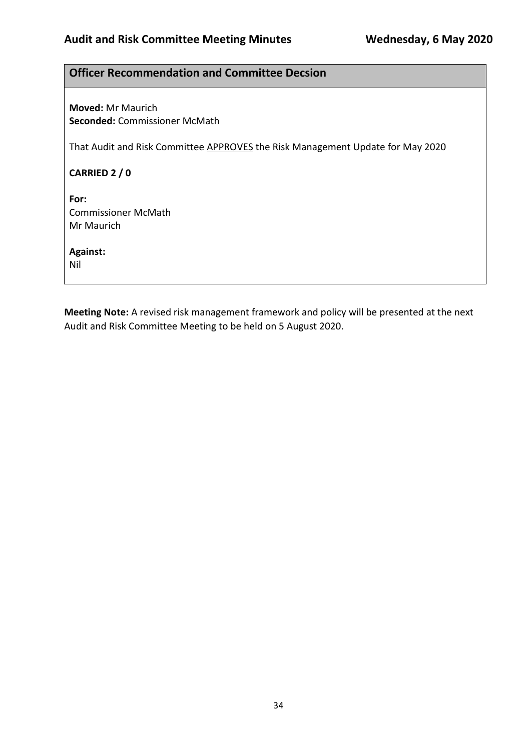## Officer Recommendation and Committee Decsion

**Moved:** Mr Maurich
**Seconded:** Commissioner McMath

That Audit and Risk Committee <u>APPROVES</u> the Risk Management Update for May 2020

**CARRIED 2 / 0**

**For:**
Commissioner McMath
Mr Maurich

**Against:**
Nil

**Meeting Note:** A revised risk management framework and policy will be presented at the next Audit and Risk Committee Meeting to be held on 5 August 2020.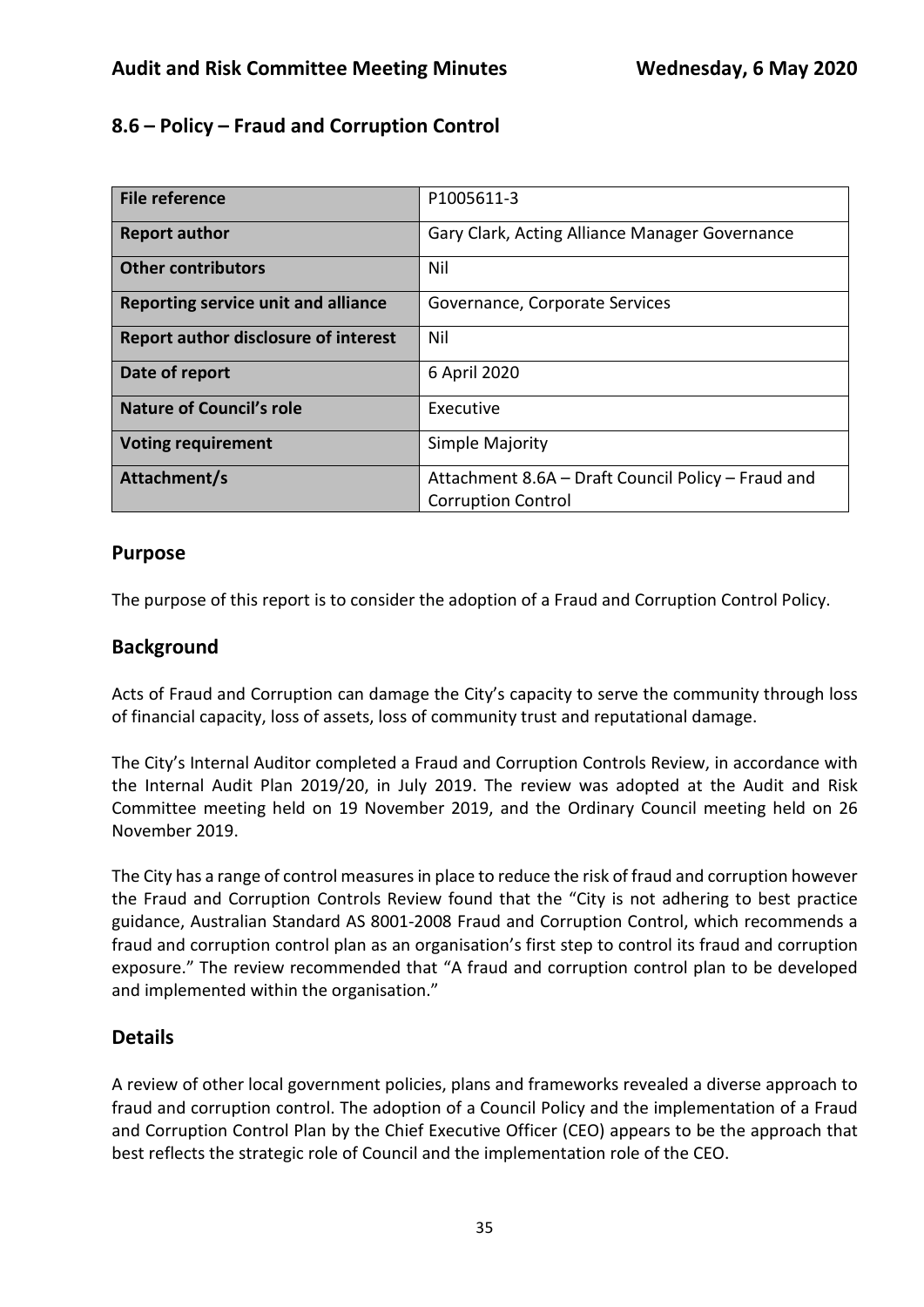## 8.6 – Policy – Fraud and Corruption Control

| File reference | P1005611-3 |
|---|---|
| **Report author** | Gary Clark, Acting Alliance Manager Governance |
| **Other contributors** | Nil |
| **Reporting service unit and alliance** | Governance, Corporate Services |
| **Report author disclosure of interest** | Nil |
| **Date of report** | 6 April 2020 |
| **Nature of Council's role** | Executive |
| **Voting requirement** | Simple Majority |
| **Attachment/s** | Attachment 8.6A – Draft Council Policy – Fraud and Corruption Control |

### Purpose

The purpose of this report is to consider the adoption of a Fraud and Corruption Control Policy.

### Background

Acts of Fraud and Corruption can damage the City's capacity to serve the community through loss of financial capacity, loss of assets, loss of community trust and reputational damage.

The City's Internal Auditor completed a Fraud and Corruption Controls Review, in accordance with the Internal Audit Plan 2019/20, in July 2019. The review was adopted at the Audit and Risk Committee meeting held on 19 November 2019, and the Ordinary Council meeting held on 26 November 2019.

The City has a range of control measures in place to reduce the risk of fraud and corruption however the Fraud and Corruption Controls Review found that the "City is not adhering to best practice guidance, Australian Standard AS 8001-2008 Fraud and Corruption Control, which recommends a fraud and corruption control plan as an organisation's first step to control its fraud and corruption exposure." The review recommended that "A fraud and corruption control plan to be developed and implemented within the organisation."

### Details

A review of other local government policies, plans and frameworks revealed a diverse approach to fraud and corruption control. The adoption of a Council Policy and the implementation of a Fraud and Corruption Control Plan by the Chief Executive Officer (CEO) appears to be the approach that best reflects the strategic role of Council and the implementation role of the CEO.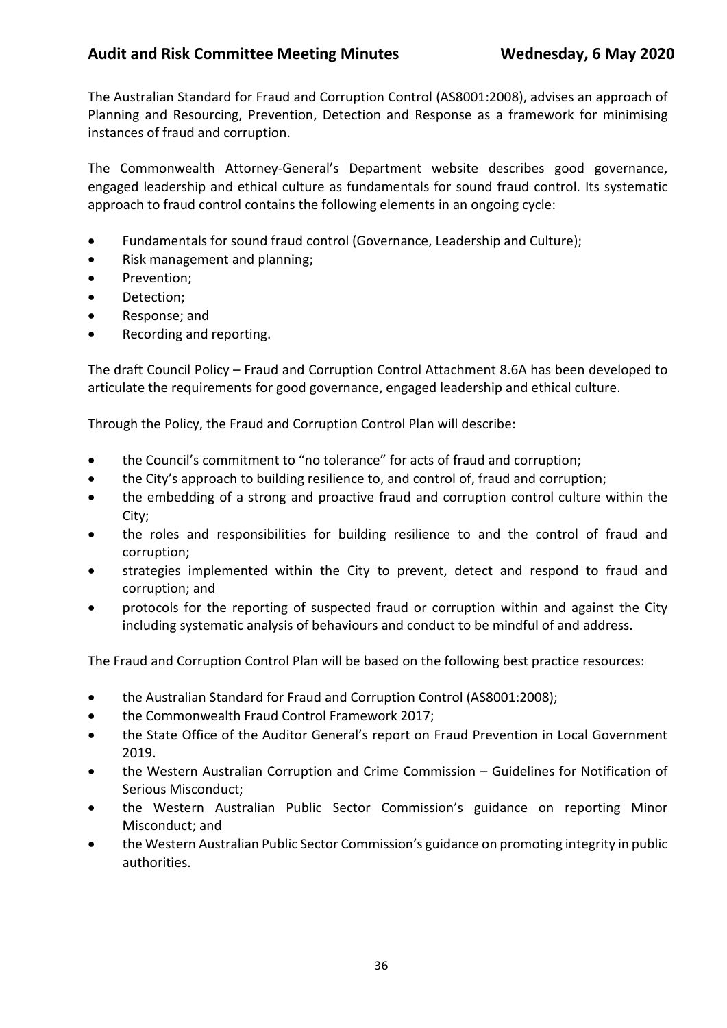The Australian Standard for Fraud and Corruption Control (AS8001:2008), advises an approach of Planning and Resourcing, Prevention, Detection and Response as a framework for minimising instances of fraud and corruption.

The Commonwealth Attorney-General's Department website describes good governance, engaged leadership and ethical culture as fundamentals for sound fraud control. Its systematic approach to fraud control contains the following elements in an ongoing cycle:

- Fundamentals for sound fraud control (Governance, Leadership and Culture);
- Risk management and planning;
- Prevention;
- Detection;
- Response; and
- Recording and reporting.

The draft Council Policy – Fraud and Corruption Control Attachment 8.6A has been developed to articulate the requirements for good governance, engaged leadership and ethical culture.

Through the Policy, the Fraud and Corruption Control Plan will describe:

- the Council's commitment to "no tolerance" for acts of fraud and corruption;
- the City's approach to building resilience to, and control of, fraud and corruption;
- the embedding of a strong and proactive fraud and corruption control culture within the City;
- the roles and responsibilities for building resilience to and the control of fraud and corruption;
- strategies implemented within the City to prevent, detect and respond to fraud and corruption; and
- protocols for the reporting of suspected fraud or corruption within and against the City including systematic analysis of behaviours and conduct to be mindful of and address.

The Fraud and Corruption Control Plan will be based on the following best practice resources:

- the Australian Standard for Fraud and Corruption Control (AS8001:2008);
- the Commonwealth Fraud Control Framework 2017;
- the State Office of the Auditor General's report on Fraud Prevention in Local Government 2019.
- the Western Australian Corruption and Crime Commission – Guidelines for Notification of Serious Misconduct;
- the Western Australian Public Sector Commission's guidance on reporting Minor Misconduct; and
- the Western Australian Public Sector Commission's guidance on promoting integrity in public authorities.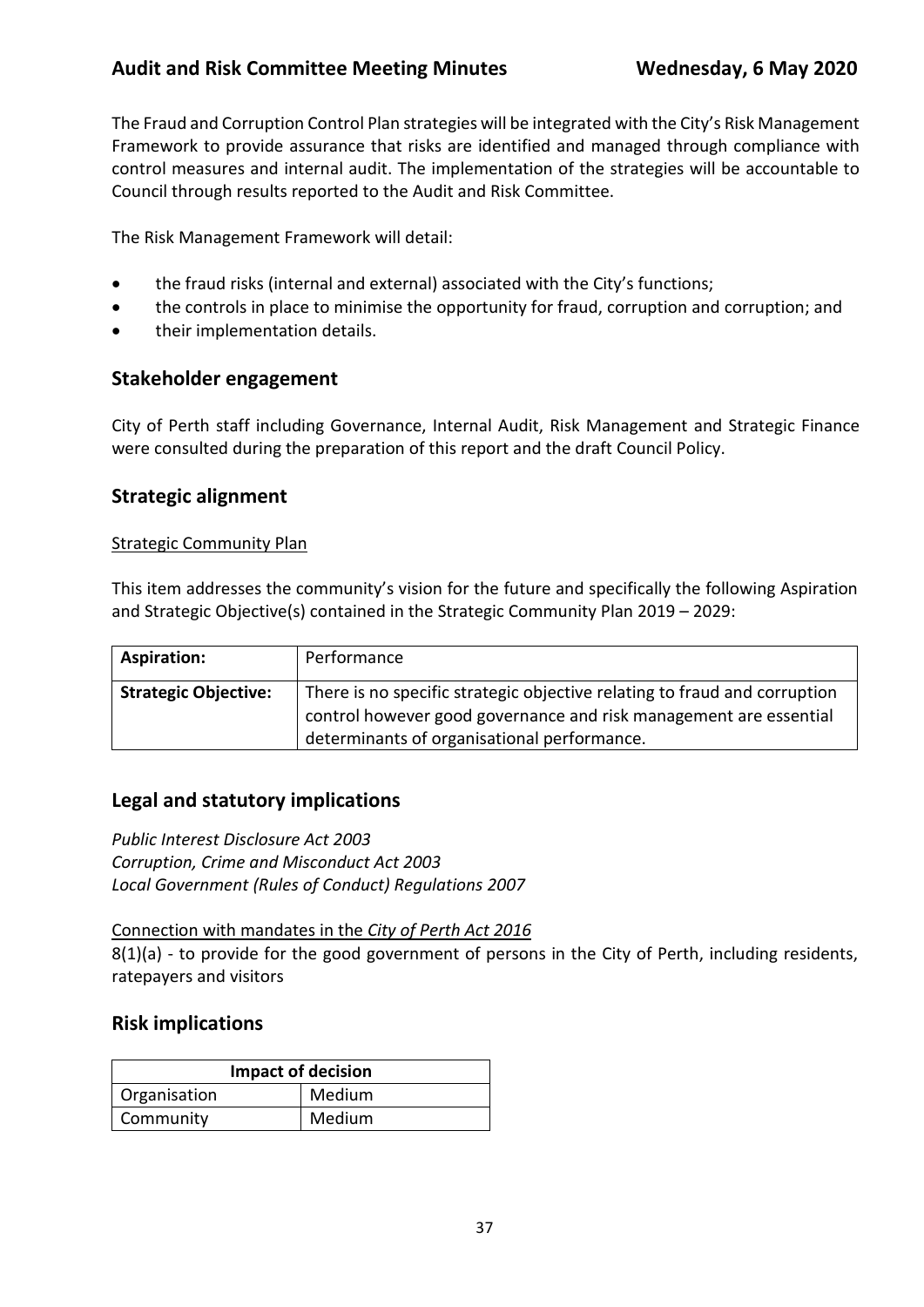The Fraud and Corruption Control Plan strategies will be integrated with the City's Risk Management Framework to provide assurance that risks are identified and managed through compliance with control measures and internal audit. The implementation of the strategies will be accountable to Council through results reported to the Audit and Risk Committee.

The Risk Management Framework will detail:

- the fraud risks (internal and external) associated with the City's functions;
- the controls in place to minimise the opportunity for fraud, corruption and corruption; and
- their implementation details.

## Stakeholder engagement

City of Perth staff including Governance, Internal Audit, Risk Management and Strategic Finance were consulted during the preparation of this report and the draft Council Policy.

## Strategic alignment

Strategic Community Plan

This item addresses the community's vision for the future and specifically the following Aspiration and Strategic Objective(s) contained in the Strategic Community Plan 2019 – 2029:

| **Aspiration:** | Performance |
|---|---|
| **Strategic Objective:** | There is no specific strategic objective relating to fraud and corruption control however good governance and risk management are essential determinants of organisational performance. |

## Legal and statutory implications

*Public Interest Disclosure Act 2003*
*Corruption, Crime and Misconduct Act 2003*
*Local Government (Rules of Conduct) Regulations 2007*

Connection with mandates in the *City of Perth Act 2016*
8(1)(a) - to provide for the good government of persons in the City of Perth, including residents, ratepayers and visitors

## Risk implications

| **Impact of decision** | |
|---|---|
| Organisation | Medium |
| Community | Medium |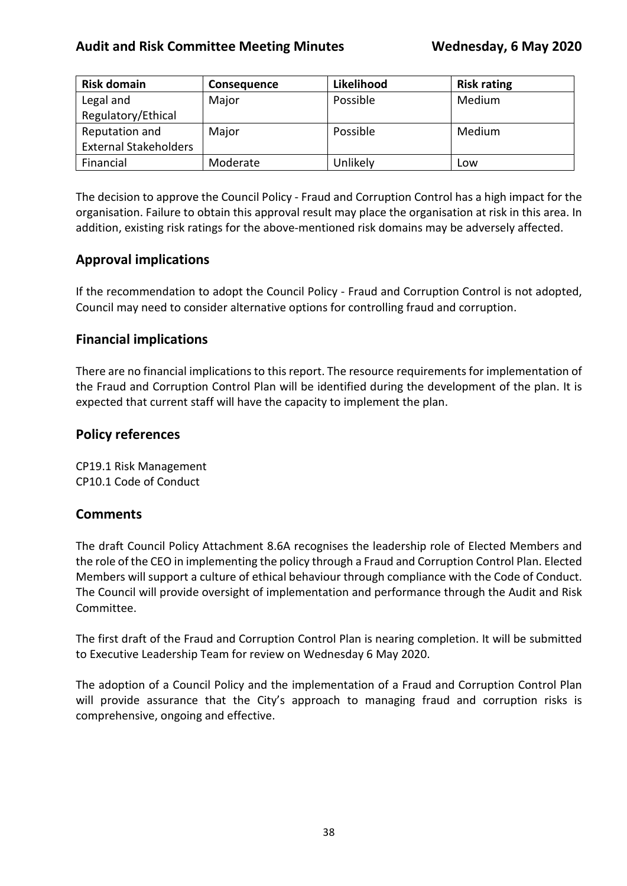| Risk domain | Consequence | Likelihood | Risk rating |
| --- | --- | --- | --- |
| Legal and Regulatory/Ethical | Major | Possible | Medium |
| Reputation and External Stakeholders | Major | Possible | Medium |
| Financial | Moderate | Unlikely | Low |

The decision to approve the Council Policy - Fraud and Corruption Control has a high impact for the organisation. Failure to obtain this approval result may place the organisation at risk in this area. In addition, existing risk ratings for the above-mentioned risk domains may be adversely affected.

## Approval implications

If the recommendation to adopt the Council Policy - Fraud and Corruption Control is not adopted, Council may need to consider alternative options for controlling fraud and corruption.

## Financial implications

There are no financial implications to this report. The resource requirements for implementation of the Fraud and Corruption Control Plan will be identified during the development of the plan. It is expected that current staff will have the capacity to implement the plan.

## Policy references

CP19.1 Risk Management
CP10.1 Code of Conduct

## Comments

The draft Council Policy Attachment 8.6A recognises the leadership role of Elected Members and the role of the CEO in implementing the policy through a Fraud and Corruption Control Plan. Elected Members will support a culture of ethical behaviour through compliance with the Code of Conduct. The Council will provide oversight of implementation and performance through the Audit and Risk Committee.

The first draft of the Fraud and Corruption Control Plan is nearing completion. It will be submitted to Executive Leadership Team for review on Wednesday 6 May 2020.

The adoption of a Council Policy and the implementation of a Fraud and Corruption Control Plan will provide assurance that the City's approach to managing fraud and corruption risks is comprehensive, ongoing and effective.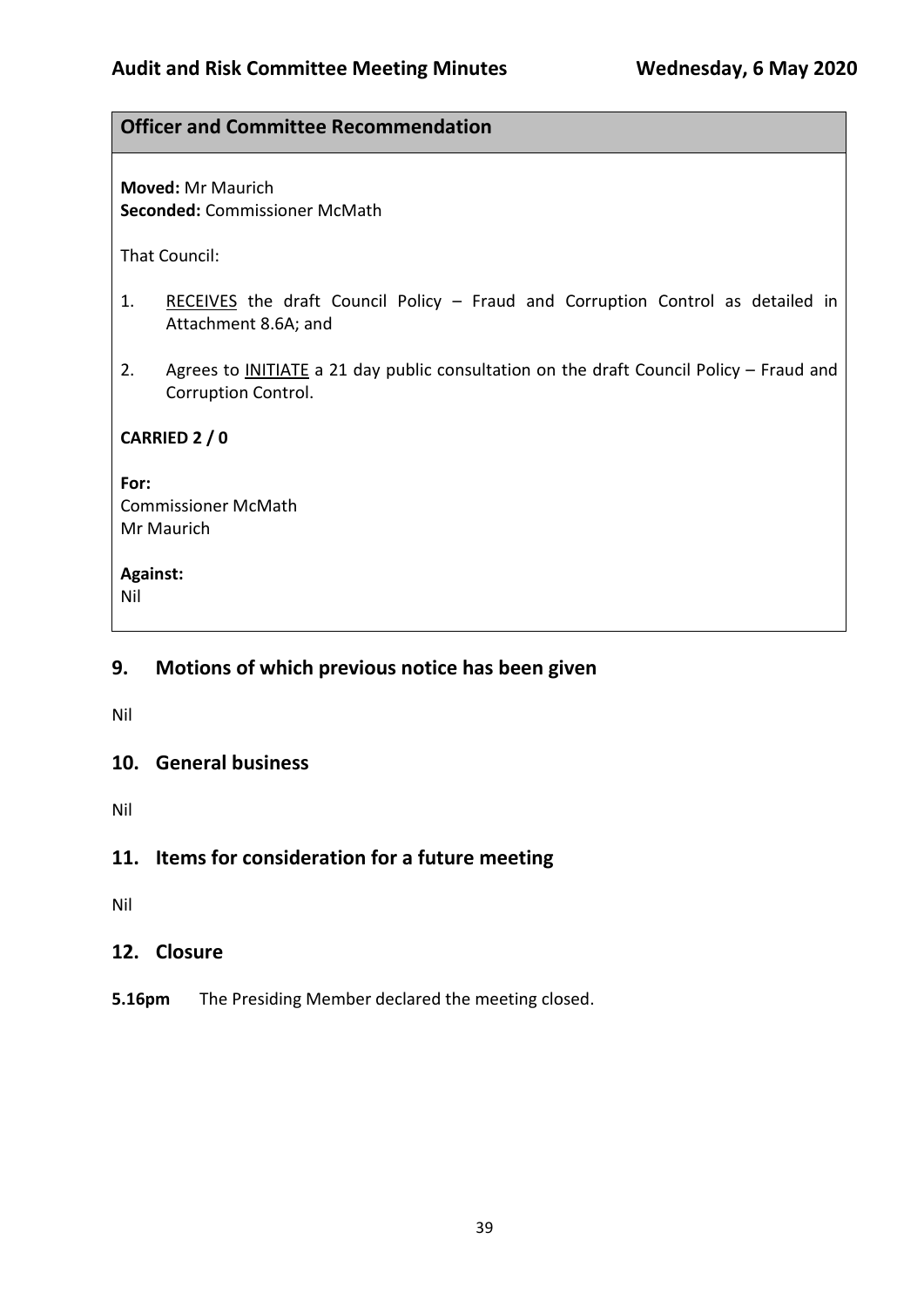**Officer and Committee Recommendation**

**Moved:** Mr Maurich
**Seconded:** Commissioner McMath

That Council:

1. RECEIVES the draft Council Policy – Fraud and Corruption Control as detailed in Attachment 8.6A; and

2. Agrees to INITIATE a 21 day public consultation on the draft Council Policy – Fraud and Corruption Control.

**CARRIED 2 / 0**

**For:**
Commissioner McMath
Mr Maurich

**Against:**
Nil

## 9. Motions of which previous notice has been given

Nil

## 10. General business

Nil

## 11. Items for consideration for a future meeting

Nil

## 12. Closure

**5.16pm** The Presiding Member declared the meeting closed.